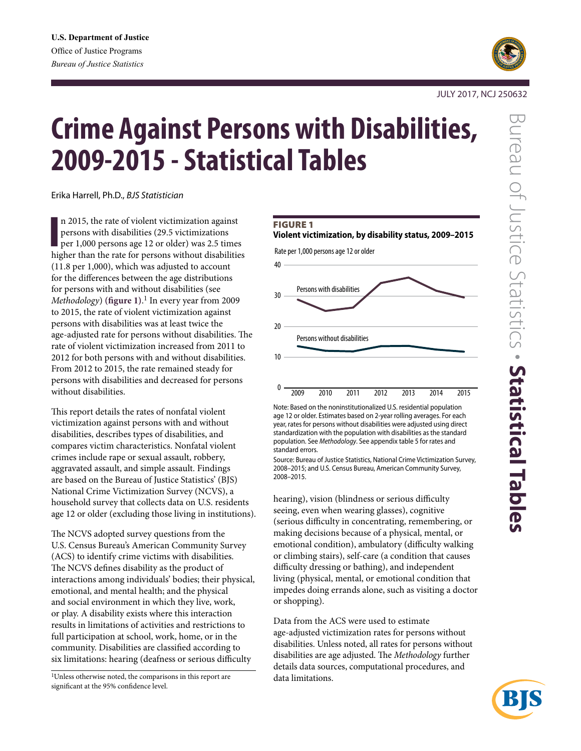U.S. Department of Justice
Office of Justice Programs
*Bureau of Justice Statistics*

JULY 2017, NCJ 250632

# Crime Against Persons with Disabilities, 2009-2015 - Statistical Tables

Erika Harrell, Ph.D., *BJS Statistician*

In 2015, the rate of violent victimization against persons with disabilities (29.5 victimizations per 1,000 persons age 12 or older) was 2.5 times higher than the rate for persons without disabilities (11.8 per 1,000), which was adjusted to account for the differences between the age distributions for persons with and without disabilities (see *Methodology*) (**figure 1**).[1] In every year from 2009 to 2015, the rate of violent victimization against persons with disabilities was at least twice the age-adjusted rate for persons without disabilities. The rate of violent victimization increased from 2011 to 2012 for both persons with and without disabilities. From 2012 to 2015, the rate remained steady for persons with disabilities and decreased for persons without disabilities.

This report details the rates of nonfatal violent victimization against persons with and without disabilities, describes types of disabilities, and compares victim characteristics. Nonfatal violent crimes include rape or sexual assault, robbery, aggravated assault, and simple assault. Findings are based on the Bureau of Justice Statistics' (BJS) National Crime Victimization Survey (NCVS), a household survey that collects data on U.S. residents age 12 or older (excluding those living in institutions).

The NCVS adopted survey questions from the U.S. Census Bureau's American Community Survey (ACS) to identify crime victims with disabilities. The NCVS defines disability as the product of interactions among individuals' bodies; their physical, emotional, and mental health; and the physical and social environment in which they live, work, or play. A disability exists where this interaction results in limitations of activities and restrictions to full participation at school, work, home, or in the community. Disabilities are classified according to six limitations: hearing (deafness or serious difficulty hearing), vision (blindness or serious difficulty seeing, even when wearing glasses), cognitive (serious difficulty in concentrating, remembering, or making decisions because of a physical, mental, or emotional condition), ambulatory (difficulty walking or climbing stairs), self-care (a condition that causes difficulty dressing or bathing), and independent living (physical, mental, or emotional condition that impedes doing errands alone, such as visiting a doctor or shopping).

Data from the ACS were used to estimate age-adjusted victimization rates for persons without disabilities. Unless noted, all rates for persons without disabilities are age adjusted. The *Methodology* further details data sources, computational procedures, and data limitations.

[1]Unless otherwise noted, the comparisons in this report are significant at the 95% confidence level.

**FIGURE 1**
**Violent victimization, by disability status, 2009–2015**

Rate per 1,000 persons age 12 or older

40
30
20
10
0

Persons with disabilities
Persons without disabilities

2009 2010 2011 2012 2013 2014 2015

Note: Based on the noninstitutionalized U.S. residential population age 12 or older. Estimates based on 2-year rolling averages. For each year, rates for persons without disabilities were adjusted using direct standardization with the population with disabilities as the standard population. See *Methodology*. See appendix table 5 for rates and standard errors.

Source: Bureau of Justice Statistics, National Crime Victimization Survey, 2008–2015; and U.S. Census Bureau, American Community Survey, 2008–2015.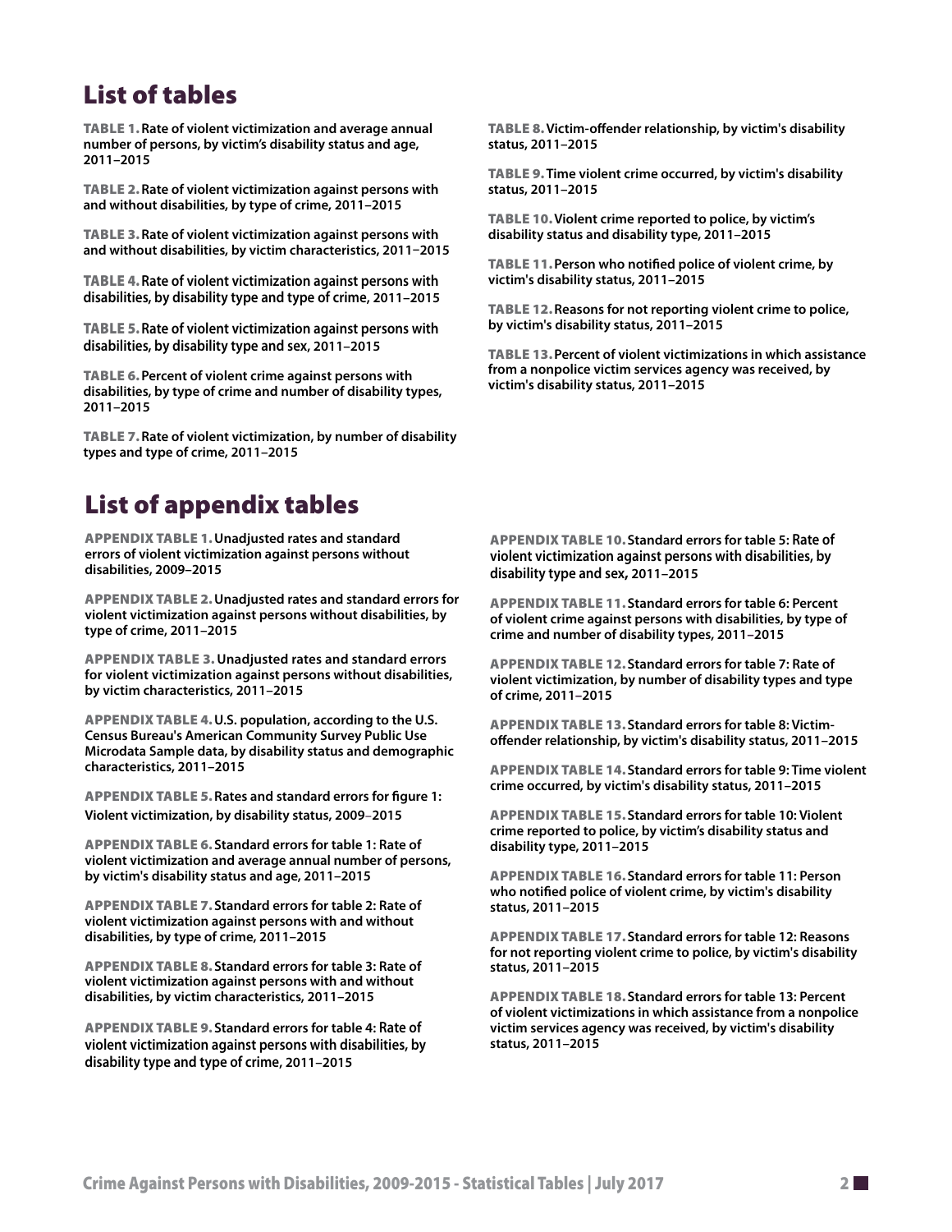## List of tables

**TABLE 1.** **Rate of violent victimization and average annual number of persons, by victim's disability status and age, 2011–2015**

**TABLE 2.** **Rate of violent victimization against persons with and without disabilities, by type of crime, 2011–2015**

**TABLE 3.** **Rate of violent victimization against persons with and without disabilities, by victim characteristics, 2011–2015**

**TABLE 4.** **Rate of violent victimization against persons with disabilities, by disability type and type of crime, 2011–2015**

**TABLE 5.** **Rate of violent victimization against persons with disabilities, by disability type and sex, 2011–2015**

**TABLE 6.** **Percent of violent crime against persons with disabilities, by type of crime and number of disability types, 2011–2015**

**TABLE 7.** **Rate of violent victimization, by number of disability types and type of crime, 2011–2015**

**TABLE 8.** **Victim-offender relationship, by victim's disability status, 2011–2015**

**TABLE 9.** **Time violent crime occurred, by victim's disability status, 2011–2015**

**TABLE 10.** **Violent crime reported to police, by victim's disability status and disability type, 2011–2015**

**TABLE 11.** **Person who notified police of violent crime, by victim's disability status, 2011–2015**

**TABLE 12.** **Reasons for not reporting violent crime to police, by victim's disability status, 2011–2015**

**TABLE 13.** **Percent of violent victimizations in which assistance from a nonpolice victim services agency was received, by victim's disability status, 2011–2015**

## List of appendix tables

**APPENDIX TABLE 1.** **Unadjusted rates and standard errors of violent victimization against persons without disabilities, 2009–2015**

**APPENDIX TABLE 2.** **Unadjusted rates and standard errors for violent victimization against persons without disabilities, by type of crime, 2011–2015**

**APPENDIX TABLE 3.** **Unadjusted rates and standard errors for violent victimization against persons without disabilities, by victim characteristics, 2011–2015**

**APPENDIX TABLE 4.** **U.S. population, according to the U.S. Census Bureau's American Community Survey Public Use Microdata Sample data, by disability status and demographic characteristics, 2011–2015**

**APPENDIX TABLE 5.** **Rates and standard errors for figure 1: Violent victimization, by disability status, 2009–2015**

**APPENDIX TABLE 6.** **Standard errors for table 1: Rate of violent victimization and average annual number of persons, by victim's disability status and age, 2011–2015**

**APPENDIX TABLE 7.** **Standard errors for table 2: Rate of violent victimization against persons with and without disabilities, by type of crime, 2011–2015**

**APPENDIX TABLE 8.** **Standard errors for table 3: Rate of violent victimization against persons with and without disabilities, by victim characteristics, 2011–2015**

**APPENDIX TABLE 9.** **Standard errors for table 4: Rate of violent victimization against persons with disabilities, by disability type and type of crime, 2011–2015**

**APPENDIX TABLE 10.** **Standard errors for table 5: Rate of violent victimization against persons with disabilities, by disability type and sex, 2011–2015**

**APPENDIX TABLE 11.** **Standard errors for table 6: Percent of violent crime against persons with disabilities, by type of crime and number of disability types, 2011–2015**

**APPENDIX TABLE 12.** **Standard errors for table 7: Rate of violent victimization, by number of disability types and type of crime, 2011–2015**

**APPENDIX TABLE 13.** **Standard errors for table 8: Victim-offender relationship, by victim's disability status, 2011–2015**

**APPENDIX TABLE 14.** **Standard errors for table 9: Time violent crime occurred, by victim's disability status, 2011–2015**

**APPENDIX TABLE 15.** **Standard errors for table 10: Violent crime reported to police, by victim's disability status and disability type, 2011–2015**

**APPENDIX TABLE 16.** **Standard errors for table 11: Person who notified police of violent crime, by victim's disability status, 2011–2015**

**APPENDIX TABLE 17.** **Standard errors for table 12: Reasons for not reporting violent crime to police, by victim's disability status, 2011–2015**

**APPENDIX TABLE 18.** **Standard errors for table 13: Percent of violent victimizations in which assistance from a nonpolice victim services agency was received, by victim's disability status, 2011–2015**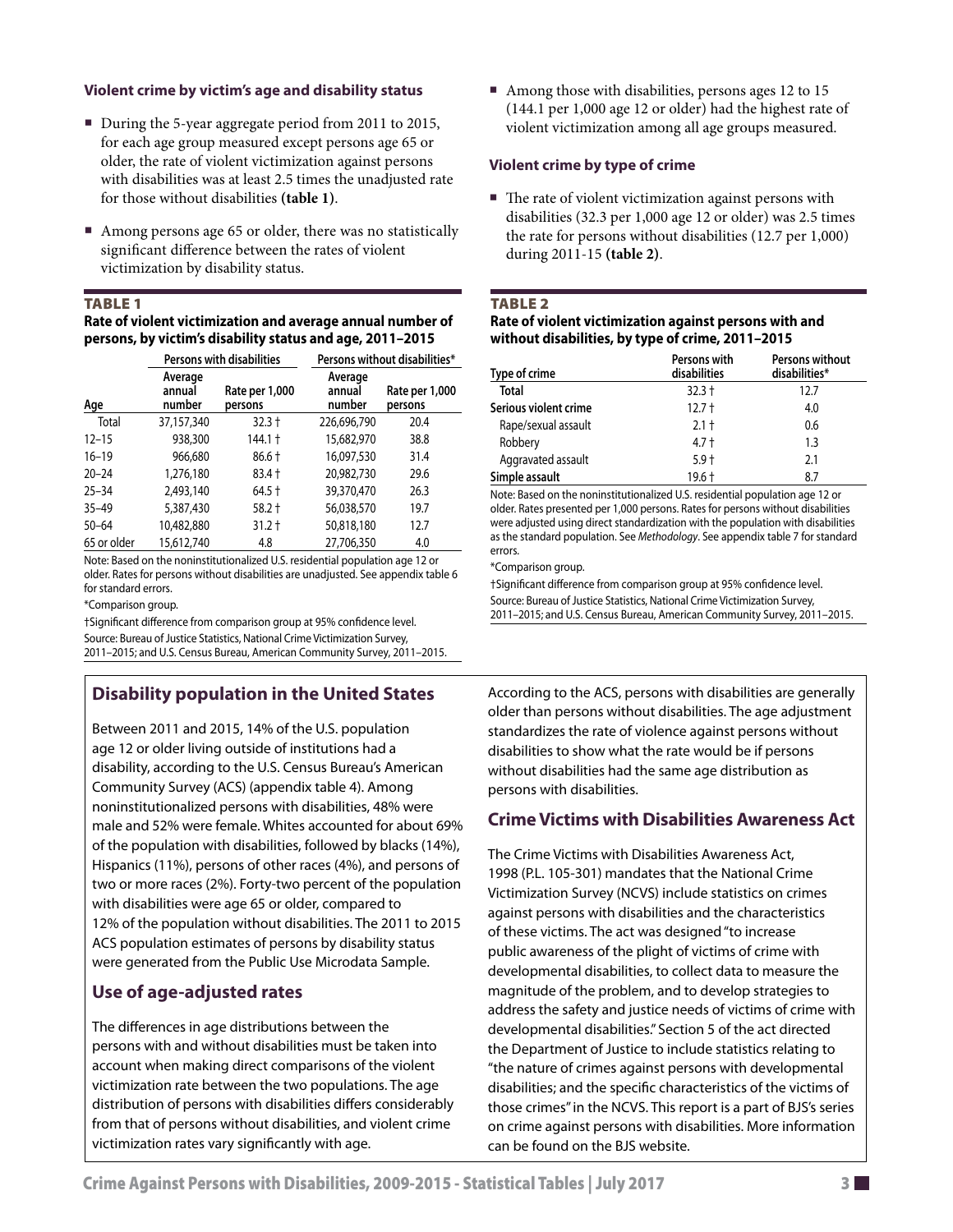### Violent crime by victim's age and disability status

- During the 5-year aggregate period from 2011 to 2015, for each age group measured except persons age 65 or older, the rate of violent victimization against persons with disabilities was at least 2.5 times the unadjusted rate for those without disabilities **(table 1)**.
- Among persons age 65 or older, there was no statistically significant difference between the rates of violent victimization by disability status.

**TABLE 1**
**Rate of violent victimization and average annual number of persons, by victim's disability status and age, 2011–2015**

| | Persons with disabilities | | Persons without disabilities* | |
|---|---|---|---|---|
| Age | Average annual number | Rate per 1,000 persons | Average annual number | Rate per 1,000 persons |
| Total | 37,157,340 | 32.3 † | 226,696,790 | 20.4 |
| 12–15 | 938,300 | 144.1 † | 15,682,970 | 38.8 |
| 16–19 | 966,680 | 86.6 † | 16,097,530 | 31.4 |
| 20–24 | 1,276,180 | 83.4 † | 20,982,730 | 29.6 |
| 25–34 | 2,493,140 | 64.5 † | 39,370,470 | 26.3 |
| 35–49 | 5,387,430 | 58.2 † | 56,038,570 | 19.7 |
| 50–64 | 10,482,880 | 31.2 † | 50,818,180 | 12.7 |
| 65 or older | 15,612,740 | 4.8 | 27,706,350 | 4.0 |

Note: Based on the noninstitutionalized U.S. residential population age 12 or older. Rates for persons without disabilities are unadjusted. See appendix table 6 for standard errors.

*Comparison group.

†Significant difference from comparison group at 95% confidence level.

Source: Bureau of Justice Statistics, National Crime Victimization Survey, 2011–2015; and U.S. Census Bureau, American Community Survey, 2011–2015.

- Among those with disabilities, persons ages 12 to 15 (144.1 per 1,000 age 12 or older) had the highest rate of violent victimization among all age groups measured.

### Violent crime by type of crime

- The rate of violent victimization against persons with disabilities (32.3 per 1,000 age 12 or older) was 2.5 times the rate for persons without disabilities (12.7 per 1,000) during 2011-15 **(table 2)**.

**TABLE 2**
**Rate of violent victimization against persons with and without disabilities, by type of crime, 2011–2015**

| Type of crime | Persons with disabilities | Persons without disabilities* |
|---|---|---|
| Total | 32.3 † | 12.7 |
| Serious violent crime | 12.7 † | 4.0 |
| Rape/sexual assault | 2.1 † | 0.6 |
| Robbery | 4.7 † | 1.3 |
| Aggravated assault | 5.9 † | 2.1 |
| Simple assault | 19.6 † | 8.7 |

Note: Based on the noninstitutionalized U.S. residential population age 12 or older. Rates presented per 1,000 persons. Rates for persons without disabilities were adjusted using direct standardization with the population with disabilities as the standard population. See *Methodology*. See appendix table 7 for standard errors.

*Comparison group.

†Significant difference from comparison group at 95% confidence level.

Source: Bureau of Justice Statistics, National Crime Victimization Survey, 2011–2015; and U.S. Census Bureau, American Community Survey, 2011–2015.

## Disability population in the United States

Between 2011 and 2015, 14% of the U.S. population age 12 or older living outside of institutions had a disability, according to the U.S. Census Bureau's American Community Survey (ACS) (appendix table 4). Among noninstitutionalized persons with disabilities, 48% were male and 52% were female. Whites accounted for about 69% of the population with disabilities, followed by blacks (14%), Hispanics (11%), persons of other races (4%), and persons of two or more races (2%). Forty-two percent of the population with disabilities were age 65 or older, compared to 12% of the population without disabilities. The 2011 to 2015 ACS population estimates of persons by disability status were generated from the Public Use Microdata Sample.

## Use of age-adjusted rates

The differences in age distributions between the persons with and without disabilities must be taken into account when making direct comparisons of the violent victimization rate between the two populations. The age distribution of persons with disabilities differs considerably from that of persons without disabilities, and violent crime victimization rates vary significantly with age.

According to the ACS, persons with disabilities are generally older than persons without disabilities. The age adjustment standardizes the rate of violence against persons without disabilities to show what the rate would be if persons without disabilities had the same age distribution as persons with disabilities.

## Crime Victims with Disabilities Awareness Act

The Crime Victims with Disabilities Awareness Act, 1998 (P.L. 105-301) mandates that the National Crime Victimization Survey (NCVS) include statistics on crimes against persons with disabilities and the characteristics of these victims. The act was designed "to increase public awareness of the plight of victims of crime with developmental disabilities, to collect data to measure the magnitude of the problem, and to develop strategies to address the safety and justice needs of victims of crime with developmental disabilities." Section 5 of the act directed the Department of Justice to include statistics relating to "the nature of crimes against persons with developmental disabilities; and the specific characteristics of the victims of those crimes" in the NCVS. This report is a part of BJS's series on crime against persons with disabilities. More information can be found on the BJS website.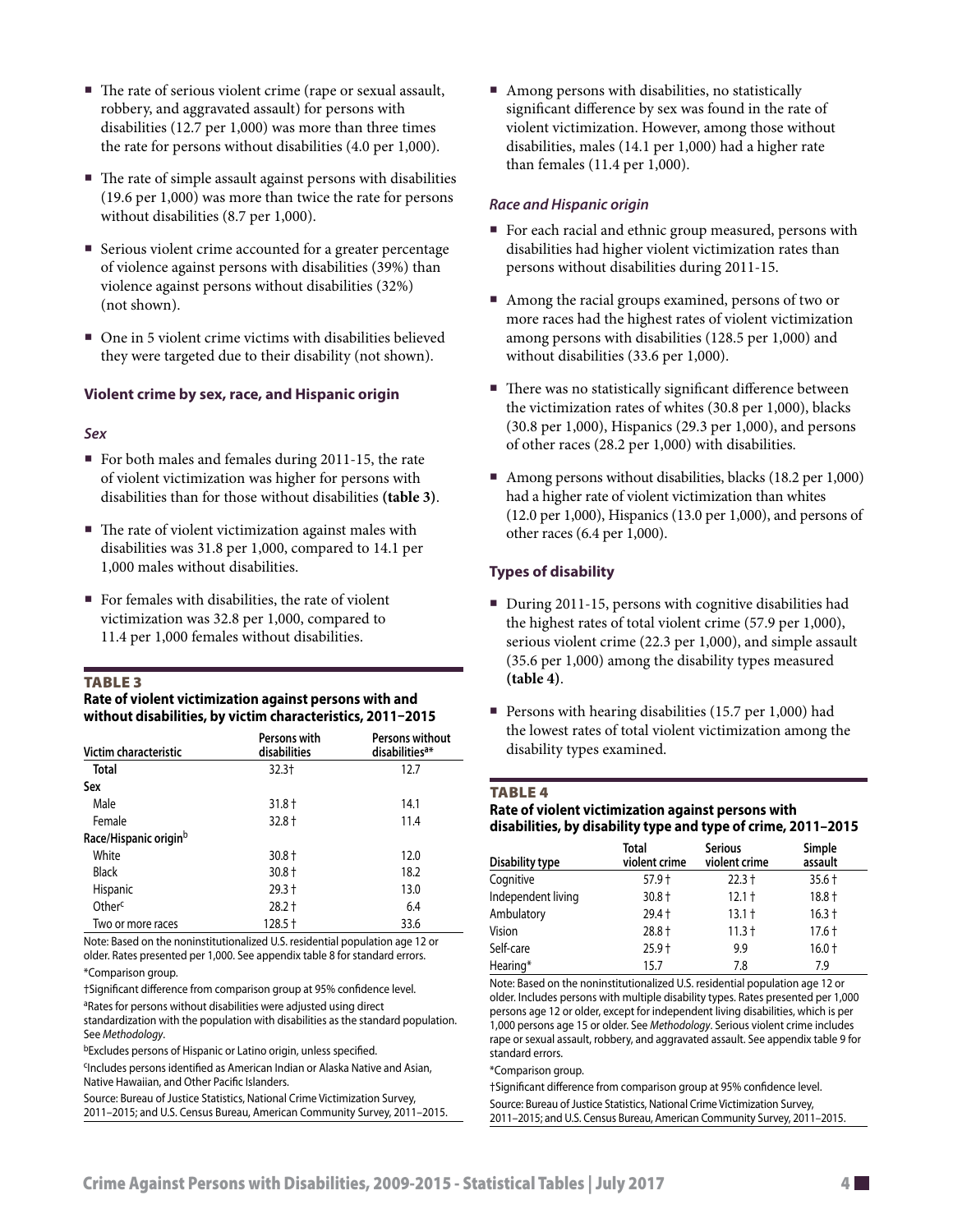- The rate of serious violent crime (rape or sexual assault, robbery, and aggravated assault) for persons with disabilities (12.7 per 1,000) was more than three times the rate for persons without disabilities (4.0 per 1,000).
- The rate of simple assault against persons with disabilities (19.6 per 1,000) was more than twice the rate for persons without disabilities (8.7 per 1,000).
- Serious violent crime accounted for a greater percentage of violence against persons with disabilities (39%) than violence against persons without disabilities (32%) (not shown).
- One in 5 violent crime victims with disabilities believed they were targeted due to their disability (not shown).

### Violent crime by sex, race, and Hispanic origin

#### *Sex*

- For both males and females during 2011-15, the rate of violent victimization was higher for persons with disabilities than for those without disabilities **(table 3)**.
- The rate of violent victimization against males with disabilities was 31.8 per 1,000, compared to 14.1 per 1,000 males without disabilities.
- For females with disabilities, the rate of violent victimization was 32.8 per 1,000, compared to 11.4 per 1,000 females without disabilities.

**TABLE 3**

**Rate of violent victimization against persons with and without disabilities, by victim characteristics, 2011–2015**

| Victim characteristic | Persons with disabilities | Persons without disabilities[a]* |
|---|---|---|
| **Total** | 32.3† | 12.7 |
| **Sex** | | |
| Male | 31.8 † | 14.1 |
| Female | 32.8 † | 11.4 |
| **Race/Hispanic origin**[b] | | |
| White | 30.8 † | 12.0 |
| Black | 30.8 † | 18.2 |
| Hispanic | 29.3 † | 13.0 |
| Other[c] | 28.2 † | 6.4 |
| Two or more races | 128.5 † | 33.6 |

Note: Based on the noninstitutionalized U.S. residential population age 12 or older. Rates presented per 1,000. See appendix table 8 for standard errors.

*Comparison group.

†Significant difference from comparison group at 95% confidence level.

[a]Rates for persons without disabilities were adjusted using direct standardization with the population with disabilities as the standard population. See *Methodology*.

[b]Excludes persons of Hispanic or Latino origin, unless specified.

[c]Includes persons identified as American Indian or Alaska Native and Asian, Native Hawaiian, and Other Pacific Islanders.

Source: Bureau of Justice Statistics, National Crime Victimization Survey, 2011–2015; and U.S. Census Bureau, American Community Survey, 2011–2015.

- Among persons with disabilities, no statistically significant difference by sex was found in the rate of violent victimization. However, among those without disabilities, males (14.1 per 1,000) had a higher rate than females (11.4 per 1,000).

#### *Race and Hispanic origin*

- For each racial and ethnic group measured, persons with disabilities had higher violent victimization rates than persons without disabilities during 2011-15.
- Among the racial groups examined, persons of two or more races had the highest rates of violent victimization among persons with disabilities (128.5 per 1,000) and without disabilities (33.6 per 1,000).
- There was no statistically significant difference between the victimization rates of whites (30.8 per 1,000), blacks (30.8 per 1,000), Hispanics (29.3 per 1,000), and persons of other races (28.2 per 1,000) with disabilities.
- Among persons without disabilities, blacks (18.2 per 1,000) had a higher rate of violent victimization than whites (12.0 per 1,000), Hispanics (13.0 per 1,000), and persons of other races (6.4 per 1,000).

### Types of disability

- During 2011-15, persons with cognitive disabilities had the highest rates of total violent crime (57.9 per 1,000), serious violent crime (22.3 per 1,000), and simple assault (35.6 per 1,000) among the disability types measured **(table 4)**.
- Persons with hearing disabilities (15.7 per 1,000) had the lowest rates of total violent victimization among the disability types examined.

**TABLE 4**

**Rate of violent victimization against persons with disabilities, by disability type and type of crime, 2011–2015**

| Disability type | Total violent crime | Serious violent crime | Simple assault |
|---|---|---|---|
| Cognitive | 57.9 † | 22.3 † | 35.6 † |
| Independent living | 30.8 † | 12.1 † | 18.8 † |
| Ambulatory | 29.4 † | 13.1 † | 16.3 † |
| Vision | 28.8 † | 11.3 † | 17.6 † |
| Self-care | 25.9 † | 9.9 | 16.0 † |
| Hearing* | 15.7 | 7.8 | 7.9 |

Note: Based on the noninstitutionalized U.S. residential population age 12 or older. Includes persons with multiple disability types. Rates presented per 1,000 persons age 12 or older, except for independent living disabilities, which is per 1,000 persons age 15 or older. See *Methodology*. Serious violent crime includes rape or sexual assault, robbery, and aggravated assault. See appendix table 9 for standard errors.

*Comparison group.

†Significant difference from comparison group at 95% confidence level.

Source: Bureau of Justice Statistics, National Crime Victimization Survey, 2011–2015; and U.S. Census Bureau, American Community Survey, 2011–2015.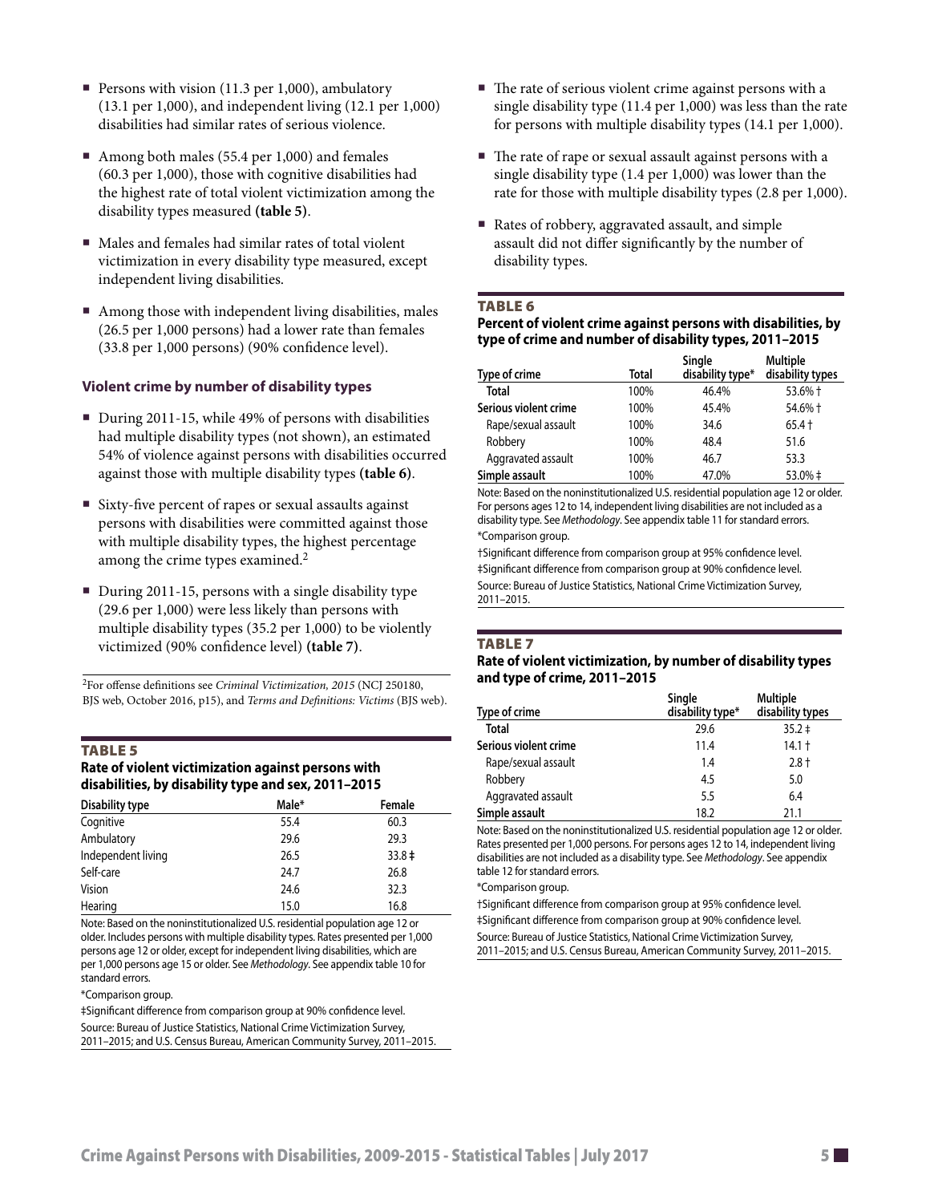- Persons with vision (11.3 per 1,000), ambulatory (13.1 per 1,000), and independent living (12.1 per 1,000) disabilities had similar rates of serious violence.
- Among both males (55.4 per 1,000) and females (60.3 per 1,000), those with cognitive disabilities had the highest rate of total violent victimization among the disability types measured **(table 5)**.
- Males and females had similar rates of total violent victimization in every disability type measured, except independent living disabilities.
- Among those with independent living disabilities, males (26.5 per 1,000 persons) had a lower rate than females (33.8 per 1,000 persons) (90% confidence level).

### Violent crime by number of disability types

- During 2011-15, while 49% of persons with disabilities had multiple disability types (not shown), an estimated 54% of violence against persons with disabilities occurred against those with multiple disability types **(table 6)**.
- Sixty-five percent of rapes or sexual assaults against persons with disabilities were committed against those with multiple disability types, the highest percentage among the crime types examined.[2]
- During 2011-15, persons with a single disability type (29.6 per 1,000) were less likely than persons with multiple disability types (35.2 per 1,000) to be violently victimized (90% confidence level) **(table 7)**.

[2]For offense definitions see *Criminal Victimization, 2015* (NCJ 250180, BJS web, October 2016, p15), and *Terms and Definitions: Victims* (BJS web).

**TABLE 5**
**Rate of violent victimization against persons with disabilities, by disability type and sex, 2011–2015**

| Disability type | Male* | Female |
|---|---|---|
| Cognitive | 55.4 | 60.3 |
| Ambulatory | 29.6 | 29.3 |
| Independent living | 26.5 | 33.8 ‡ |
| Self-care | 24.7 | 26.8 |
| Vision | 24.6 | 32.3 |
| Hearing | 15.0 | 16.8 |

Note: Based on the noninstitutionalized U.S. residential population age 12 or older. Includes persons with multiple disability types. Rates presented per 1,000 persons age 12 or older, except for independent living disabilities, which are per 1,000 persons age 15 or older. See *Methodology*. See appendix table 10 for standard errors.

*Comparison group.

‡Significant difference from comparison group at 90% confidence level.

Source: Bureau of Justice Statistics, National Crime Victimization Survey, 2011–2015; and U.S. Census Bureau, American Community Survey, 2011–2015.

- The rate of serious violent crime against persons with a single disability type (11.4 per 1,000) was less than the rate for persons with multiple disability types (14.1 per 1,000).
- The rate of rape or sexual assault against persons with a single disability type (1.4 per 1,000) was lower than the rate for those with multiple disability types (2.8 per 1,000).
- Rates of robbery, aggravated assault, and simple assault did not differ significantly by the number of disability types.

**TABLE 6**
**Percent of violent crime against persons with disabilities, by type of crime and number of disability types, 2011–2015**

| Type of crime | Total | Single disability type* | Multiple disability types |
|---|---|---|---|
| **Total** | 100% | 46.4% | 53.6% † |
| **Serious violent crime** | 100% | 45.4% | 54.6% † |
| Rape/sexual assault | 100% | 34.6 | 65.4 † |
| Robbery | 100% | 48.4 | 51.6 |
| Aggravated assault | 100% | 46.7 | 53.3 |
| **Simple assault** | 100% | 47.0% | 53.0% ‡ |

Note: Based on the noninstitutionalized U.S. residential population age 12 or older. For persons ages 12 to 14, independent living disabilities are not included as a disability type. See *Methodology*. See appendix table 11 for standard errors.

*Comparison group.

†Significant difference from comparison group at 95% confidence level.

‡Significant difference from comparison group at 90% confidence level.

Source: Bureau of Justice Statistics, National Crime Victimization Survey, 2011–2015.

**TABLE 7**
**Rate of violent victimization, by number of disability types and type of crime, 2011–2015**

| Type of crime | Single disability type* | Multiple disability types |
|---|---|---|
| **Total** | 29.6 | 35.2 ‡ |
| **Serious violent crime** | 11.4 | 14.1 † |
| Rape/sexual assault | 1.4 | 2.8 † |
| Robbery | 4.5 | 5.0 |
| Aggravated assault | 5.5 | 6.4 |
| **Simple assault** | 18.2 | 21.1 |

Note: Based on the noninstitutionalized U.S. residential population age 12 or older. Rates presented per 1,000 persons. For persons ages 12 to 14, independent living disabilities are not included as a disability type. See *Methodology*. See appendix table 12 for standard errors.

*Comparison group.

†Significant difference from comparison group at 95% confidence level.

‡Significant difference from comparison group at 90% confidence level.

Source: Bureau of Justice Statistics, National Crime Victimization Survey, 2011–2015; and U.S. Census Bureau, American Community Survey, 2011–2015.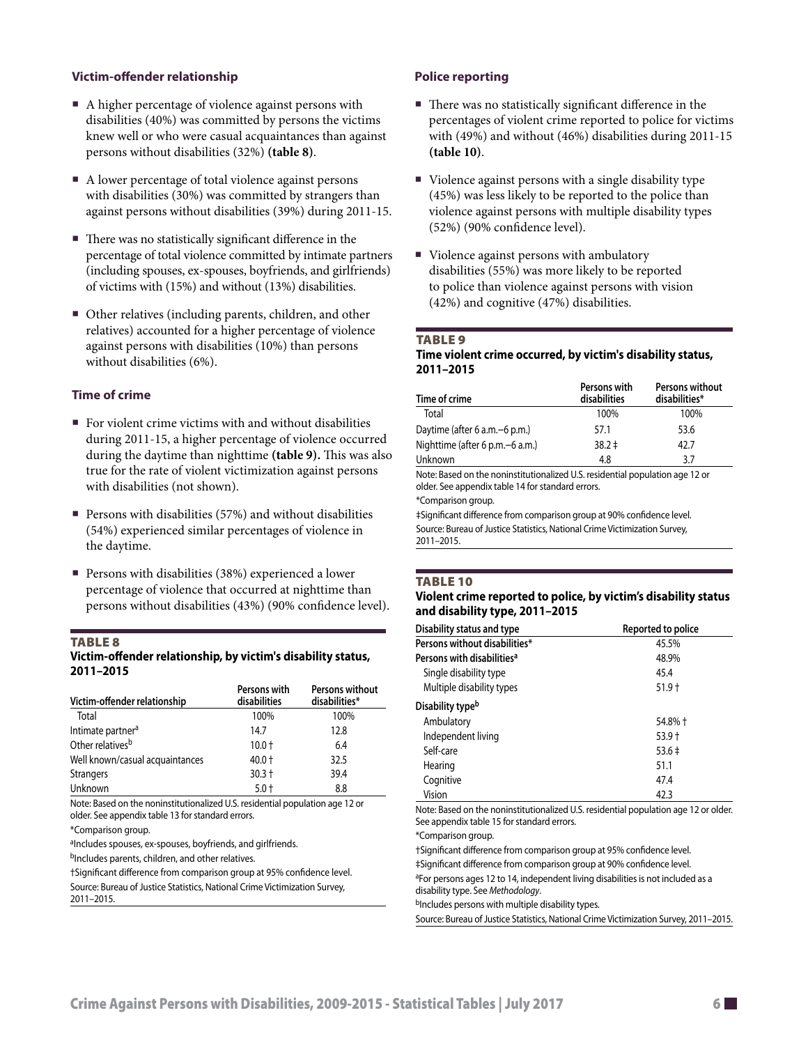### Victim-offender relationship

- A higher percentage of violence against persons with disabilities (40%) was committed by persons the victims knew well or who were casual acquaintances than against persons without disabilities (32%) **(table 8)**.
- A lower percentage of total violence against persons with disabilities (30%) was committed by strangers than against persons without disabilities (39%) during 2011-15.
- There was no statistically significant difference in the percentage of total violence committed by intimate partners (including spouses, ex-spouses, boyfriends, and girlfriends) of victims with (15%) and without (13%) disabilities.
- Other relatives (including parents, children, and other relatives) accounted for a higher percentage of violence against persons with disabilities (10%) than persons without disabilities (6%).

### Time of crime

- For violent crime victims with and without disabilities during 2011-15, a higher percentage of violence occurred during the daytime than nighttime **(table 9).** This was also true for the rate of violent victimization against persons with disabilities (not shown).
- Persons with disabilities (57%) and without disabilities (54%) experienced similar percentages of violence in the daytime.
- Persons with disabilities (38%) experienced a lower percentage of violence that occurred at nighttime than persons without disabilities (43%) (90% confidence level).

**TABLE 8**

**Victim-offender relationship, by victim's disability status, 2011–2015**

| Victim-offender relationship | Persons with disabilities | Persons without disabilities* |
|---|---|---|
| Total | 100% | 100% |
| Intimate partner[a] | 14.7 | 12.8 |
| Other relatives[b] | 10.0 † | 6.4 |
| Well known/casual acquaintances | 40.0 † | 32.5 |
| Strangers | 30.3 † | 39.4 |
| Unknown | 5.0 † | 8.8 |

Note: Based on the noninstitutionalized U.S. residential population age 12 or older. See appendix table 13 for standard errors.

*Comparison group.

[a]Includes spouses, ex-spouses, boyfriends, and girlfriends.

[b]Includes parents, children, and other relatives.

†Significant difference from comparison group at 95% confidence level.

Source: Bureau of Justice Statistics, National Crime Victimization Survey, 2011–2015.

### Police reporting

- There was no statistically significant difference in the percentages of violent crime reported to police for victims with (49%) and without (46%) disabilities during 2011-15 **(table 10)**.
- Violence against persons with a single disability type (45%) was less likely to be reported to the police than violence against persons with multiple disability types (52%) (90% confidence level).
- Violence against persons with ambulatory disabilities (55%) was more likely to be reported to police than violence against persons with vision (42%) and cognitive (47%) disabilities.

**TABLE 9**

**Time violent crime occurred, by victim's disability status, 2011–2015**

| Time of crime | Persons with disabilities | Persons without disabilities* |
|---|---|---|
| Total | 100% | 100% |
| Daytime (after 6 a.m.–6 p.m.) | 57.1 | 53.6 |
| Nighttime (after 6 p.m.–6 a.m.) | 38.2 ‡ | 42.7 |
| Unknown | 4.8 | 3.7 |

Note: Based on the noninstitutionalized U.S. residential population age 12 or older. See appendix table 14 for standard errors.

*Comparison group.

‡Significant difference from comparison group at 90% confidence level.

Source: Bureau of Justice Statistics, National Crime Victimization Survey, 2011–2015.

**TABLE 10**

**Violent crime reported to police, by victim's disability status and disability type, 2011–2015**

| Disability status and type | Reported to police |
|---|---|
| **Persons without disabilities*** | 45.5% |
| **Persons with disabilities[a]** | 48.9% |
| Single disability type | 45.4 |
| Multiple disability types | 51.9 † |
| **Disability type[b]** | |
| Ambulatory | 54.8% † |
| Independent living | 53.9 † |
| Self-care | 53.6 ‡ |
| Hearing | 51.1 |
| Cognitive | 47.4 |
| Vision | 42.3 |

Note: Based on the noninstitutionalized U.S. residential population age 12 or older. See appendix table 15 for standard errors.

*Comparison group.

†Significant difference from comparison group at 95% confidence level.

‡Significant difference from comparison group at 90% confidence level.

[a]For persons ages 12 to 14, independent living disabilities is not included as a disability type. See *Methodology*.

[b]Includes persons with multiple disability types.

Source: Bureau of Justice Statistics, National Crime Victimization Survey, 2011–2015.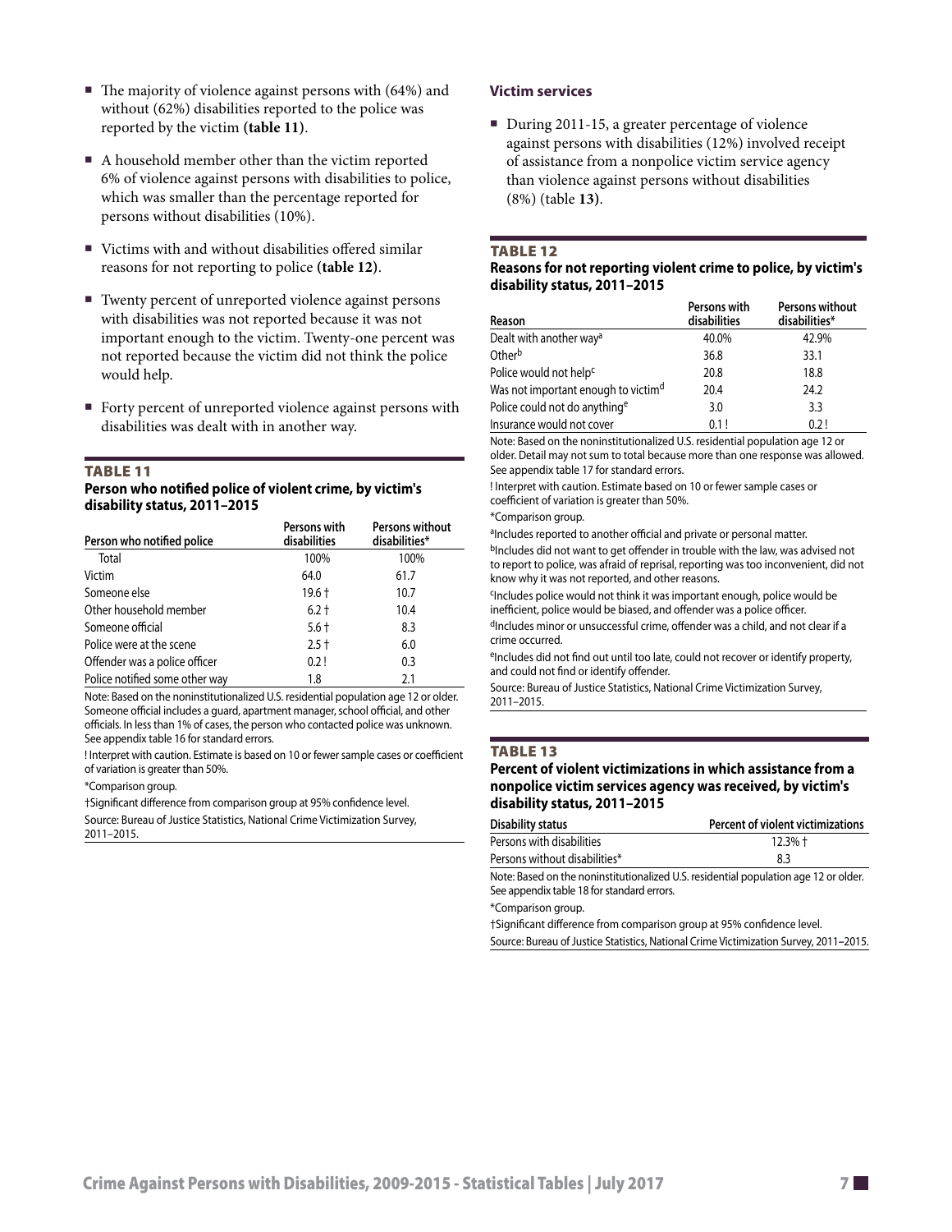- The majority of violence against persons with (64%) and without (62%) disabilities reported to the police was reported by the victim **(table 11)**.
- A household member other than the victim reported 6% of violence against persons with disabilities to police, which was smaller than the percentage reported for persons without disabilities (10%).
- Victims with and without disabilities offered similar reasons for not reporting to police **(table 12)**.
- Twenty percent of unreported violence against persons with disabilities was not reported because it was not important enough to the victim. Twenty-one percent was not reported because the victim did not think the police would help.
- Forty percent of unreported violence against persons with disabilities was dealt with in another way.

### TABLE 11
**Person who notified police of violent crime, by victim's disability status, 2011–2015**

| Person who notified police | Persons with disabilities | Persons without disabilities* |
|---|---|---|
| Total | 100% | 100% |
| Victim | 64.0 | 61.7 |
| Someone else | 19.6 † | 10.7 |
| Other household member | 6.2 † | 10.4 |
| Someone official | 5.6 † | 8.3 |
| Police were at the scene | 2.5 † | 6.0 |
| Offender was a police officer | 0.2 ! | 0.3 |
| Police notified some other way | 1.8 | 2.1 |

Note: Based on the noninstitutionalized U.S. residential population age 12 or older. Someone official includes a guard, apartment manager, school official, and other officials. In less than 1% of cases, the person who contacted police was unknown. See appendix table 16 for standard errors.

! Interpret with caution. Estimate is based on 10 or fewer sample cases or coefficient of variation is greater than 50%.

*Comparison group.

†Significant difference from comparison group at 95% confidence level.

Source: Bureau of Justice Statistics, National Crime Victimization Survey, 2011–2015.

### Victim services

- During 2011-15, a greater percentage of violence against persons with disabilities (12%) involved receipt of assistance from a nonpolice victim service agency than violence against persons without disabilities (8%) (table **13)**.

### TABLE 12
**Reasons for not reporting violent crime to police, by victim's disability status, 2011–2015**

| Reason | Persons with disabilities | Persons without disabilities* |
|---|---|---|
| Dealt with another way[a] | 40.0% | 42.9% |
| Other[b] | 36.8 | 33.1 |
| Police would not help[c] | 20.8 | 18.8 |
| Was not important enough to victim[d] | 20.4 | 24.2 |
| Police could not do anything[e] | 3.0 | 3.3 |
| Insurance would not cover | 0.1 ! | 0.2 ! |

Note: Based on the noninstitutionalized U.S. residential population age 12 or older. Detail may not sum to total because more than one response was allowed. See appendix table 17 for standard errors.

! Interpret with caution. Estimate based on 10 or fewer sample cases or coefficient of variation is greater than 50%.

*Comparison group.

[a]Includes reported to another official and private or personal matter.

[b]Includes did not want to get offender in trouble with the law, was advised not to report to police, was afraid of reprisal, reporting was too inconvenient, did not know why it was not reported, and other reasons.

[c]Includes police would not think it was important enough, police would be inefficient, police would be biased, and offender was a police officer.

[d]Includes minor or unsuccessful crime, offender was a child, and not clear if a crime occurred.

[e]Includes did not find out until too late, could not recover or identify property, and could not find or identify offender.

Source: Bureau of Justice Statistics, National Crime Victimization Survey, 2011–2015.

### TABLE 13
**Percent of violent victimizations in which assistance from a nonpolice victim services agency was received, by victim's disability status, 2011–2015**

| Disability status | Percent of violent victimizations |
|---|---|
| Persons with disabilities | 12.3% † |
| Persons without disabilities* | 8.3 |

Note: Based on the noninstitutionalized U.S. residential population age 12 or older. See appendix table 18 for standard errors.

*Comparison group.

†Significant difference from comparison group at 95% confidence level.

Source: Bureau of Justice Statistics, National Crime Victimization Survey, 2011–2015.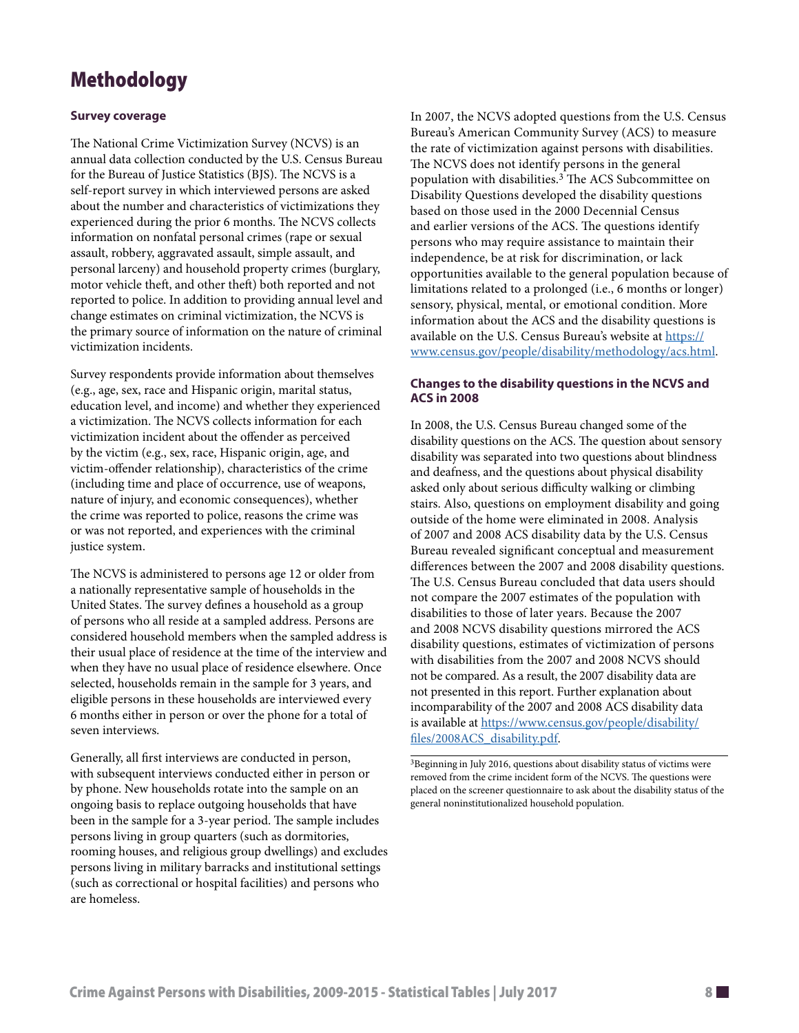# Methodology

### Survey coverage

The National Crime Victimization Survey (NCVS) is an annual data collection conducted by the U.S. Census Bureau for the Bureau of Justice Statistics (BJS). The NCVS is a self-report survey in which interviewed persons are asked about the number and characteristics of victimizations they experienced during the prior 6 months. The NCVS collects information on nonfatal personal crimes (rape or sexual assault, robbery, aggravated assault, simple assault, and personal larceny) and household property crimes (burglary, motor vehicle theft, and other theft) both reported and not reported to police. In addition to providing annual level and change estimates on criminal victimization, the NCVS is the primary source of information on the nature of criminal victimization incidents.

Survey respondents provide information about themselves (e.g., age, sex, race and Hispanic origin, marital status, education level, and income) and whether they experienced a victimization. The NCVS collects information for each victimization incident about the offender as perceived by the victim (e.g., sex, race, Hispanic origin, age, and victim-offender relationship), characteristics of the crime (including time and place of occurrence, use of weapons, nature of injury, and economic consequences), whether the crime was reported to police, reasons the crime was or was not reported, and experiences with the criminal justice system.

The NCVS is administered to persons age 12 or older from a nationally representative sample of households in the United States. The survey defines a household as a group of persons who all reside at a sampled address. Persons are considered household members when the sampled address is their usual place of residence at the time of the interview and when they have no usual place of residence elsewhere. Once selected, households remain in the sample for 3 years, and eligible persons in these households are interviewed every 6 months either in person or over the phone for a total of seven interviews.

Generally, all first interviews are conducted in person, with subsequent interviews conducted either in person or by phone. New households rotate into the sample on an ongoing basis to replace outgoing households that have been in the sample for a 3-year period. The sample includes persons living in group quarters (such as dormitories, rooming houses, and religious group dwellings) and excludes persons living in military barracks and institutional settings (such as correctional or hospital facilities) and persons who are homeless.

In 2007, the NCVS adopted questions from the U.S. Census Bureau's American Community Survey (ACS) to measure the rate of victimization against persons with disabilities. The NCVS does not identify persons in the general population with disabilities.[3] The ACS Subcommittee on Disability Questions developed the disability questions based on those used in the 2000 Decennial Census and earlier versions of the ACS. The questions identify persons who may require assistance to maintain their independence, be at risk for discrimination, or lack opportunities available to the general population because of limitations related to a prolonged (i.e., 6 months or longer) sensory, physical, mental, or emotional condition. More information about the ACS and the disability questions is available on the U.S. Census Bureau's website at https://www.census.gov/people/disability/methodology/acs.html.

### Changes to the disability questions in the NCVS and ACS in 2008

In 2008, the U.S. Census Bureau changed some of the disability questions on the ACS. The question about sensory disability was separated into two questions about blindness and deafness, and the questions about physical disability asked only about serious difficulty walking or climbing stairs. Also, questions on employment disability and going outside of the home were eliminated in 2008. Analysis of 2007 and 2008 ACS disability data by the U.S. Census Bureau revealed significant conceptual and measurement differences between the 2007 and 2008 disability questions. The U.S. Census Bureau concluded that data users should not compare the 2007 estimates of the population with disabilities to those of later years. Because the 2007 and 2008 NCVS disability questions mirrored the ACS disability questions, estimates of victimization of persons with disabilities from the 2007 and 2008 NCVS should not be compared. As a result, the 2007 disability data are not presented in this report. Further explanation about incomparability of the 2007 and 2008 ACS disability data is available at https://www.census.gov/people/disability/files/2008ACS_disability.pdf.

[3]Beginning in July 2016, questions about disability status of victims were removed from the crime incident form of the NCVS. The questions were placed on the screener questionnaire to ask about the disability status of the general noninstitutionalized household population.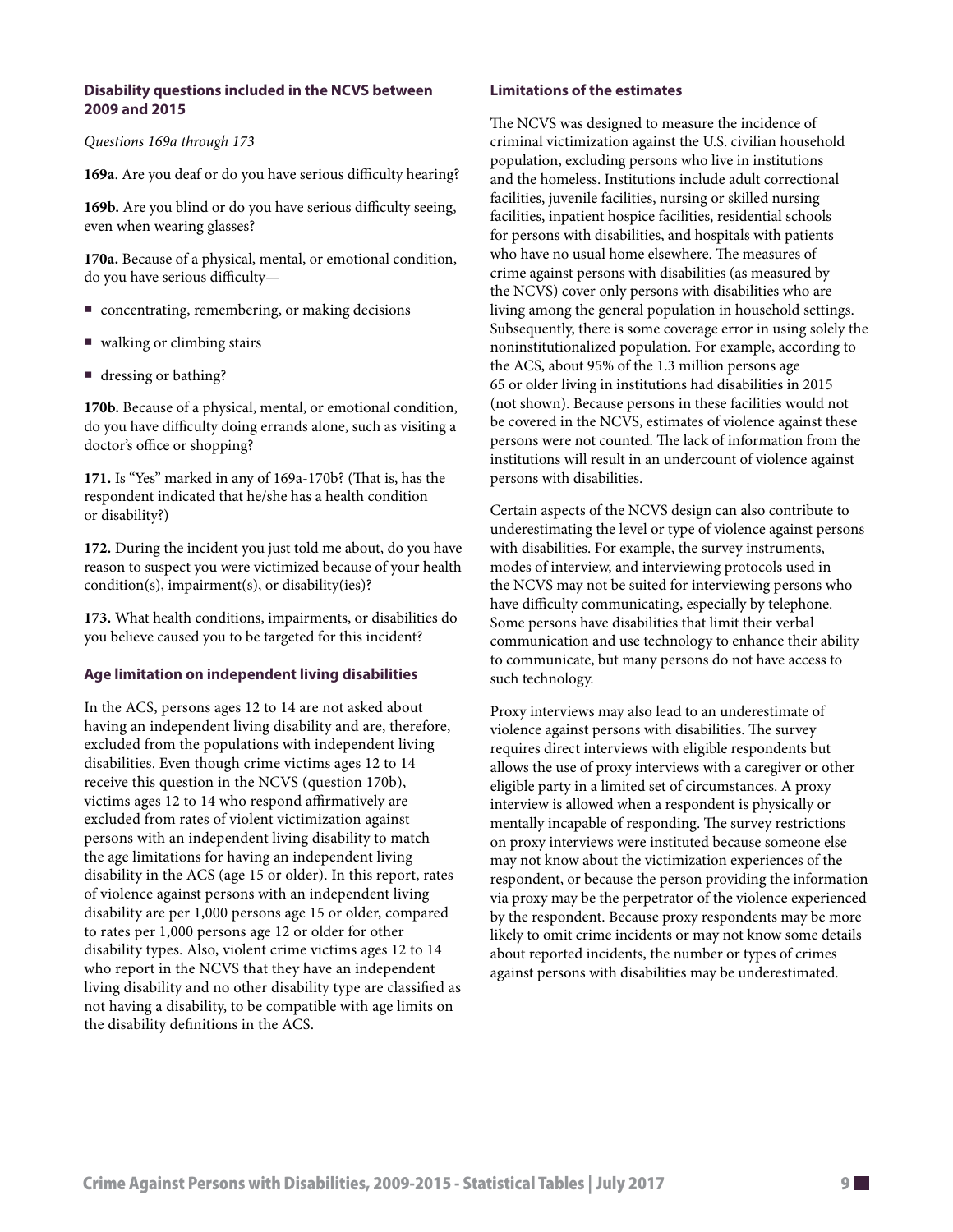### Disability questions included in the NCVS between 2009 and 2015

*Questions 169a through 173*

**169a**. Are you deaf or do you have serious difficulty hearing?

**169b.** Are you blind or do you have serious difficulty seeing, even when wearing glasses?

**170a.** Because of a physical, mental, or emotional condition, do you have serious difficulty—

- concentrating, remembering, or making decisions
- walking or climbing stairs
- dressing or bathing?

**170b.** Because of a physical, mental, or emotional condition, do you have difficulty doing errands alone, such as visiting a doctor's office or shopping?

**171.** Is "Yes" marked in any of 169a-170b? (That is, has the respondent indicated that he/she has a health condition or disability?)

**172.** During the incident you just told me about, do you have reason to suspect you were victimized because of your health condition(s), impairment(s), or disability(ies)?

**173.** What health conditions, impairments, or disabilities do you believe caused you to be targeted for this incident?

### Age limitation on independent living disabilities

In the ACS, persons ages 12 to 14 are not asked about having an independent living disability and are, therefore, excluded from the populations with independent living disabilities. Even though crime victims ages 12 to 14 receive this question in the NCVS (question 170b), victims ages 12 to 14 who respond affirmatively are excluded from rates of violent victimization against persons with an independent living disability to match the age limitations for having an independent living disability in the ACS (age 15 or older). In this report, rates of violence against persons with an independent living disability are per 1,000 persons age 15 or older, compared to rates per 1,000 persons age 12 or older for other disability types. Also, violent crime victims ages 12 to 14 who report in the NCVS that they have an independent living disability and no other disability type are classified as not having a disability, to be compatible with age limits on the disability definitions in the ACS.

### Limitations of the estimates

The NCVS was designed to measure the incidence of criminal victimization against the U.S. civilian household population, excluding persons who live in institutions and the homeless. Institutions include adult correctional facilities, juvenile facilities, nursing or skilled nursing facilities, inpatient hospice facilities, residential schools for persons with disabilities, and hospitals with patients who have no usual home elsewhere. The measures of crime against persons with disabilities (as measured by the NCVS) cover only persons with disabilities who are living among the general population in household settings. Subsequently, there is some coverage error in using solely the noninstitutionalized population. For example, according to the ACS, about 95% of the 1.3 million persons age 65 or older living in institutions had disabilities in 2015 (not shown). Because persons in these facilities would not be covered in the NCVS, estimates of violence against these persons were not counted. The lack of information from the institutions will result in an undercount of violence against persons with disabilities.

Certain aspects of the NCVS design can also contribute to underestimating the level or type of violence against persons with disabilities. For example, the survey instruments, modes of interview, and interviewing protocols used in the NCVS may not be suited for interviewing persons who have difficulty communicating, especially by telephone. Some persons have disabilities that limit their verbal communication and use technology to enhance their ability to communicate, but many persons do not have access to such technology.

Proxy interviews may also lead to an underestimate of violence against persons with disabilities. The survey requires direct interviews with eligible respondents but allows the use of proxy interviews with a caregiver or other eligible party in a limited set of circumstances. A proxy interview is allowed when a respondent is physically or mentally incapable of responding. The survey restrictions on proxy interviews were instituted because someone else may not know about the victimization experiences of the respondent, or because the person providing the information via proxy may be the perpetrator of the violence experienced by the respondent. Because proxy respondents may be more likely to omit crime incidents or may not know some details about reported incidents, the number or types of crimes against persons with disabilities may be underestimated.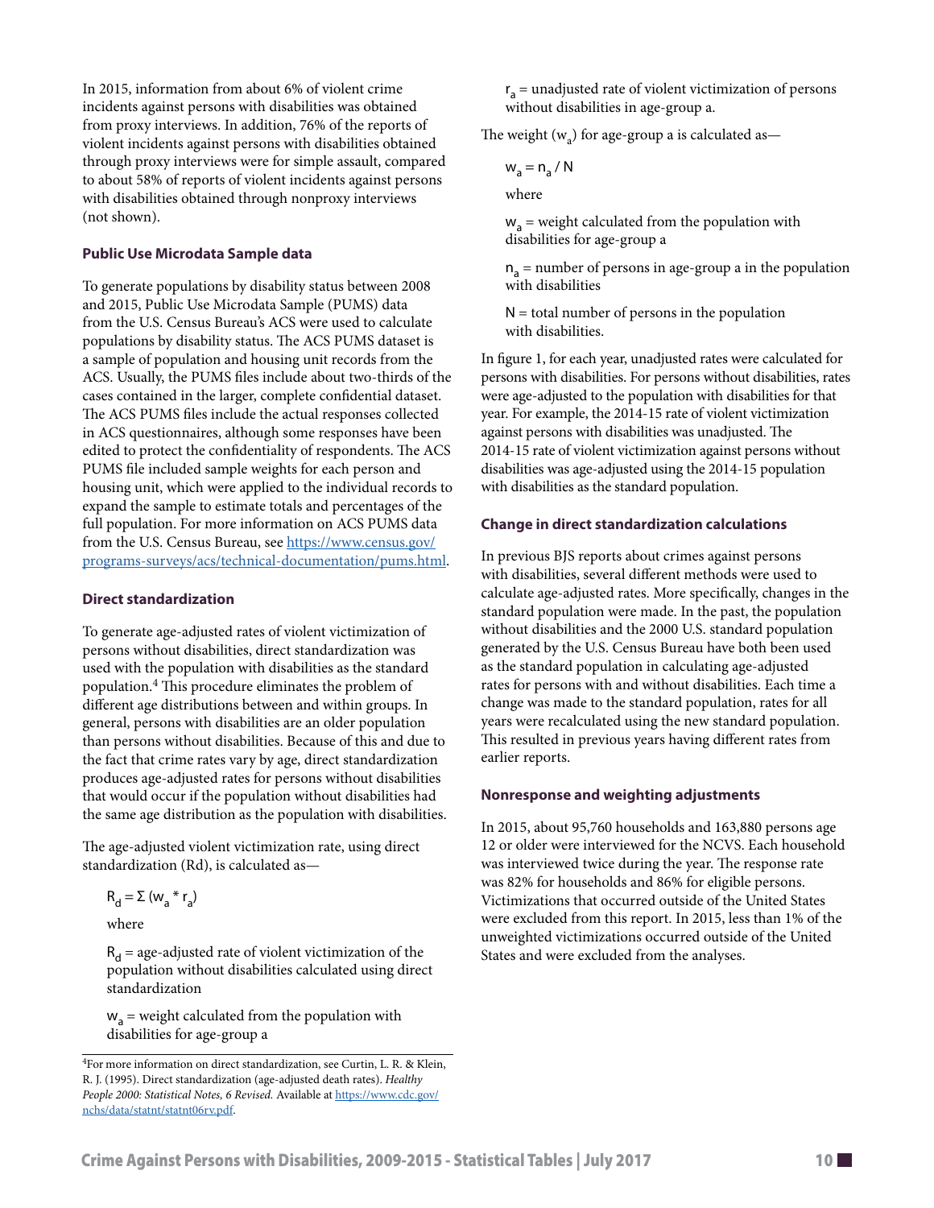In 2015, information from about 6% of violent crime incidents against persons with disabilities was obtained from proxy interviews. In addition, 76% of the reports of violent incidents against persons with disabilities obtained through proxy interviews were for simple assault, compared to about 58% of reports of violent incidents against persons with disabilities obtained through nonproxy interviews (not shown).

### Public Use Microdata Sample data

To generate populations by disability status between 2008 and 2015, Public Use Microdata Sample (PUMS) data from the U.S. Census Bureau's ACS were used to calculate populations by disability status. The ACS PUMS dataset is a sample of population and housing unit records from the ACS. Usually, the PUMS files include about two-thirds of the cases contained in the larger, complete confidential dataset. The ACS PUMS files include the actual responses collected in ACS questionnaires, although some responses have been edited to protect the confidentiality of respondents. The ACS PUMS file included sample weights for each person and housing unit, which were applied to the individual records to expand the sample to estimate totals and percentages of the full population. For more information on ACS PUMS data from the U.S. Census Bureau, see https://www.census.gov/programs-surveys/acs/technical-documentation/pums.html.

### Direct standardization

To generate age-adjusted rates of violent victimization of persons without disabilities, direct standardization was used with the population with disabilities as the standard population.[4] This procedure eliminates the problem of different age distributions between and within groups. In general, persons with disabilities are an older population than persons without disabilities. Because of this and due to the fact that crime rates vary by age, direct standardization produces age-adjusted rates for persons without disabilities that would occur if the population without disabilities had the same age distribution as the population with disabilities.

The age-adjusted violent victimization rate, using direct standardization (Rd), is calculated as—

$$R_d = \Sigma (w_a * r_a)$$

where

$R_d$ = age-adjusted rate of violent victimization of the population without disabilities calculated using direct standardization

$w_a$ = weight calculated from the population with disabilities for age-group a

$r_a$ = unadjusted rate of violent victimization of persons without disabilities in age-group a.

The weight ($w_a$) for age-group a is calculated as—

$$w_a = n_a / N$$

where

$w_a$ = weight calculated from the population with disabilities for age-group a

$n_a$ = number of persons in age-group a in the population with disabilities

$N$ = total number of persons in the population with disabilities.

In figure 1, for each year, unadjusted rates were calculated for persons with disabilities. For persons without disabilities, rates were age-adjusted to the population with disabilities for that year. For example, the 2014-15 rate of violent victimization against persons with disabilities was unadjusted. The 2014-15 rate of violent victimization against persons without disabilities was age-adjusted using the 2014-15 population with disabilities as the standard population.

### Change in direct standardization calculations

In previous BJS reports about crimes against persons with disabilities, several different methods were used to calculate age-adjusted rates. More specifically, changes in the standard population were made. In the past, the population without disabilities and the 2000 U.S. standard population generated by the U.S. Census Bureau have both been used as the standard population in calculating age-adjusted rates for persons with and without disabilities. Each time a change was made to the standard population, rates for all years were recalculated using the new standard population. This resulted in previous years having different rates from earlier reports.

### Nonresponse and weighting adjustments

In 2015, about 95,760 households and 163,880 persons age 12 or older were interviewed for the NCVS. Each household was interviewed twice during the year. The response rate was 82% for households and 86% for eligible persons. Victimizations that occurred outside of the United States were excluded from this report. In 2015, less than 1% of the unweighted victimizations occurred outside of the United States and were excluded from the analyses.

---

[4]For more information on direct standardization, see Curtin, L. R. & Klein, R. J. (1995). Direct standardization (age-adjusted death rates). *Healthy People 2000: Statistical Notes, 6 Revised.* Available at https://www.cdc.gov/nchs/data/statnt/statnt06rv.pdf.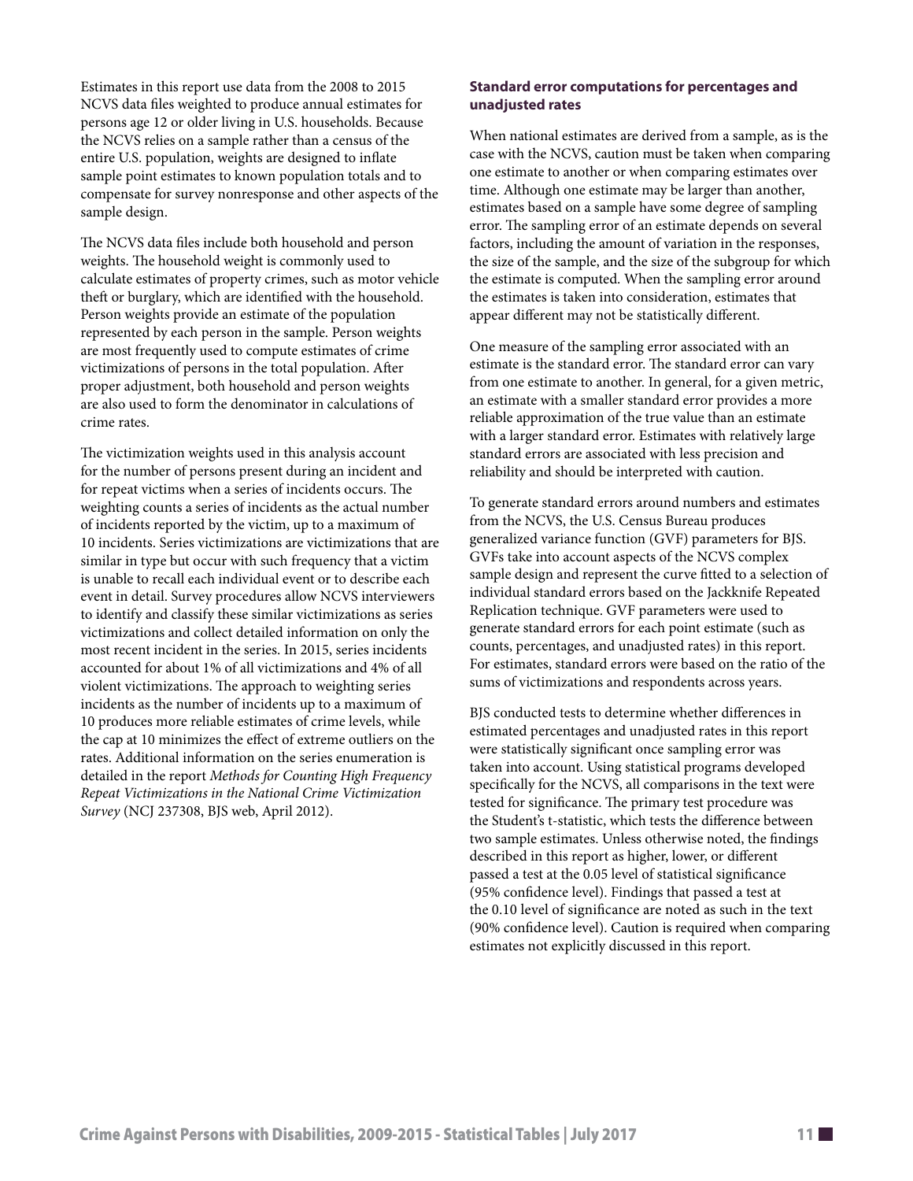Estimates in this report use data from the 2008 to 2015 NCVS data files weighted to produce annual estimates for persons age 12 or older living in U.S. households. Because the NCVS relies on a sample rather than a census of the entire U.S. population, weights are designed to inflate sample point estimates to known population totals and to compensate for survey nonresponse and other aspects of the sample design.

The NCVS data files include both household and person weights. The household weight is commonly used to calculate estimates of property crimes, such as motor vehicle theft or burglary, which are identified with the household. Person weights provide an estimate of the population represented by each person in the sample. Person weights are most frequently used to compute estimates of crime victimizations of persons in the total population. After proper adjustment, both household and person weights are also used to form the denominator in calculations of crime rates.

The victimization weights used in this analysis account for the number of persons present during an incident and for repeat victims when a series of incidents occurs. The weighting counts a series of incidents as the actual number of incidents reported by the victim, up to a maximum of 10 incidents. Series victimizations are victimizations that are similar in type but occur with such frequency that a victim is unable to recall each individual event or to describe each event in detail. Survey procedures allow NCVS interviewers to identify and classify these similar victimizations as series victimizations and collect detailed information on only the most recent incident in the series. In 2015, series incidents accounted for about 1% of all victimizations and 4% of all violent victimizations. The approach to weighting series incidents as the number of incidents up to a maximum of 10 produces more reliable estimates of crime levels, while the cap at 10 minimizes the effect of extreme outliers on the rates. Additional information on the series enumeration is detailed in the report *Methods for Counting High Frequency Repeat Victimizations in the National Crime Victimization Survey* (NCJ 237308, BJS web, April 2012).

### Standard error computations for percentages and unadjusted rates

When national estimates are derived from a sample, as is the case with the NCVS, caution must be taken when comparing one estimate to another or when comparing estimates over time. Although one estimate may be larger than another, estimates based on a sample have some degree of sampling error. The sampling error of an estimate depends on several factors, including the amount of variation in the responses, the size of the sample, and the size of the subgroup for which the estimate is computed. When the sampling error around the estimates is taken into consideration, estimates that appear different may not be statistically different.

One measure of the sampling error associated with an estimate is the standard error. The standard error can vary from one estimate to another. In general, for a given metric, an estimate with a smaller standard error provides a more reliable approximation of the true value than an estimate with a larger standard error. Estimates with relatively large standard errors are associated with less precision and reliability and should be interpreted with caution.

To generate standard errors around numbers and estimates from the NCVS, the U.S. Census Bureau produces generalized variance function (GVF) parameters for BJS. GVFs take into account aspects of the NCVS complex sample design and represent the curve fitted to a selection of individual standard errors based on the Jackknife Repeated Replication technique. GVF parameters were used to generate standard errors for each point estimate (such as counts, percentages, and unadjusted rates) in this report. For estimates, standard errors were based on the ratio of the sums of victimizations and respondents across years.

BJS conducted tests to determine whether differences in estimated percentages and unadjusted rates in this report were statistically significant once sampling error was taken into account. Using statistical programs developed specifically for the NCVS, all comparisons in the text were tested for significance. The primary test procedure was the Student's t-statistic, which tests the difference between two sample estimates. Unless otherwise noted, the findings described in this report as higher, lower, or different passed a test at the 0.05 level of statistical significance (95% confidence level). Findings that passed a test at the 0.10 level of significance are noted as such in the text (90% confidence level). Caution is required when comparing estimates not explicitly discussed in this report.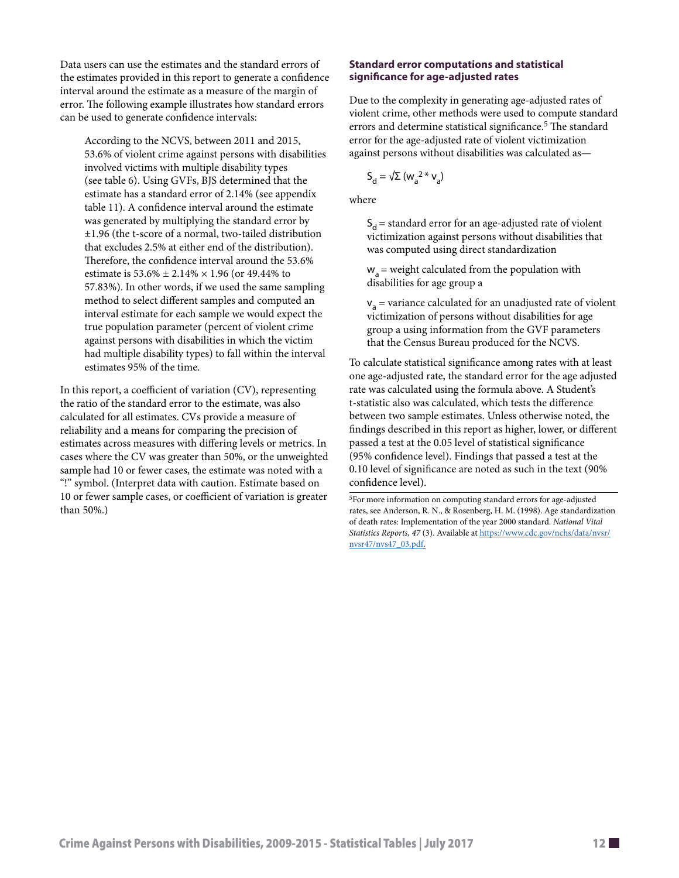Data users can use the estimates and the standard errors of the estimates provided in this report to generate a confidence interval around the estimate as a measure of the margin of error. The following example illustrates how standard errors can be used to generate confidence intervals:

> According to the NCVS, between 2011 and 2015, 53.6% of violent crime against persons with disabilities involved victims with multiple disability types (see table 6). Using GVFs, BJS determined that the estimate has a standard error of 2.14% (see appendix table 11). A confidence interval around the estimate was generated by multiplying the standard error by ±1.96 (the t-score of a normal, two-tailed distribution that excludes 2.5% at either end of the distribution). Therefore, the confidence interval around the 53.6% estimate is 53.6% ± 2.14% × 1.96 (or 49.44% to 57.83%). In other words, if we used the same sampling method to select different samples and computed an interval estimate for each sample we would expect the true population parameter (percent of violent crime against persons with disabilities in which the victim had multiple disability types) to fall within the interval estimates 95% of the time.

In this report, a coefficient of variation (CV), representing the ratio of the standard error to the estimate, was also calculated for all estimates. CVs provide a measure of reliability and a means for comparing the precision of estimates across measures with differing levels or metrics. In cases where the CV was greater than 50%, or the unweighted sample had 10 or fewer cases, the estimate was noted with a "!" symbol. (Interpret data with caution. Estimate based on 10 or fewer sample cases, or coefficient of variation is greater than 50%.)

**Standard error computations and statistical significance for age-adjusted rates**

Due to the complexity in generating age-adjusted rates of violent crime, other methods were used to compute standard errors and determine statistical significance.[5] The standard error for the age-adjusted rate of violent victimization against persons without disabilities was calculated as—

$$S_d = \sqrt{\Sigma (w_a^2 * v_a)}$$

where

> $S_d$ = standard error for an age-adjusted rate of violent victimization against persons without disabilities that was computed using direct standardization
>
> $w_a$ = weight calculated from the population with disabilities for age group a
>
> $v_a$ = variance calculated for an unadjusted rate of violent victimization of persons without disabilities for age group a using information from the GVF parameters that the Census Bureau produced for the NCVS.

To calculate statistical significance among rates with at least one age-adjusted rate, the standard error for the age adjusted rate was calculated using the formula above. A Student's t-statistic also was calculated, which tests the difference between two sample estimates. Unless otherwise noted, the findings described in this report as higher, lower, or different passed a test at the 0.05 level of statistical significance (95% confidence level). Findings that passed a test at the 0.10 level of significance are noted as such in the text (90% confidence level).

[5]For more information on computing standard errors for age-adjusted rates, see Anderson, R. N., & Rosenberg, H. M. (1998). Age standardization of death rates: Implementation of the year 2000 standard. *National Vital Statistics Reports, 47* (3). Available at https://www.cdc.gov/nchs/data/nvsr/nvsr47/nvs47_03.pdf.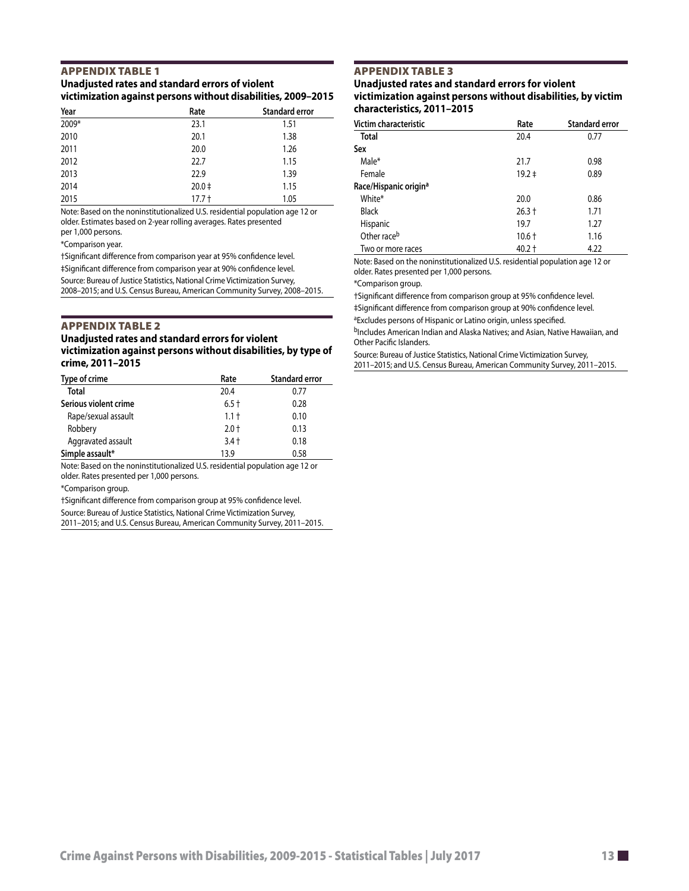## APPENDIX TABLE 1

**Unadjusted rates and standard errors of violent victimization against persons without disabilities, 2009–2015**

| Year | Rate | Standard error |
|---|---|---|
| 2009* | 23.1 | 1.51 |
| 2010 | 20.1 | 1.38 |
| 2011 | 20.0 | 1.26 |
| 2012 | 22.7 | 1.15 |
| 2013 | 22.9 | 1.39 |
| 2014 | 20.0 ‡ | 1.15 |
| 2015 | 17.7 † | 1.05 |

Note: Based on the noninstitutionalized U.S. residential population age 12 or older. Estimates based on 2-year rolling averages. Rates presented per 1,000 persons.

*Comparison year.

†Significant difference from comparison year at 95% confidence level.

‡Significant difference from comparison year at 90% confidence level.

Source: Bureau of Justice Statistics, National Crime Victimization Survey, 2008–2015; and U.S. Census Bureau, American Community Survey, 2008–2015.

## APPENDIX TABLE 2

**Unadjusted rates and standard errors for violent victimization against persons without disabilities, by type of crime, 2011–2015**

| Type of crime | Rate | Standard error |
|---|---|---|
| **Total** | 20.4 | 0.77 |
| **Serious violent crime** | 6.5 † | 0.28 |
| Rape/sexual assault | 1.1 † | 0.10 |
| Robbery | 2.0 † | 0.13 |
| Aggravated assault | 3.4 † | 0.18 |
| **Simple assault*** | 13.9 | 0.58 |

Note: Based on the noninstitutionalized U.S. residential population age 12 or older. Rates presented per 1,000 persons.

*Comparison group.

†Significant difference from comparison group at 95% confidence level.

Source: Bureau of Justice Statistics, National Crime Victimization Survey, 2011–2015; and U.S. Census Bureau, American Community Survey, 2011–2015.

## APPENDIX TABLE 3

**Unadjusted rates and standard errors for violent victimization against persons without disabilities, by victim characteristics, 2011–2015**

| Victim characteristic | Rate | Standard error |
|---|---|---|
| **Total** | 20.4 | 0.77 |
| **Sex** | | |
| Male* | 21.7 | 0.98 |
| Female | 19.2 ‡ | 0.89 |
| **Race/Hispanic origin[a]** | | |
| White* | 20.0 | 0.86 |
| Black | 26.3 † | 1.71 |
| Hispanic | 19.7 | 1.27 |
| Other race[b] | 10.6 † | 1.16 |
| Two or more races | 40.2 † | 4.22 |

Note: Based on the noninstitutionalized U.S. residential population age 12 or older. Rates presented per 1,000 persons.

*Comparison group.

†Significant difference from comparison group at 95% confidence level.

‡Significant difference from comparison group at 90% confidence level.

[a]Excludes persons of Hispanic or Latino origin, unless specified.

[b]Includes American Indian and Alaska Natives; and Asian, Native Hawaiian, and Other Pacific Islanders.

Source: Bureau of Justice Statistics, National Crime Victimization Survey, 2011–2015; and U.S. Census Bureau, American Community Survey, 2011–2015.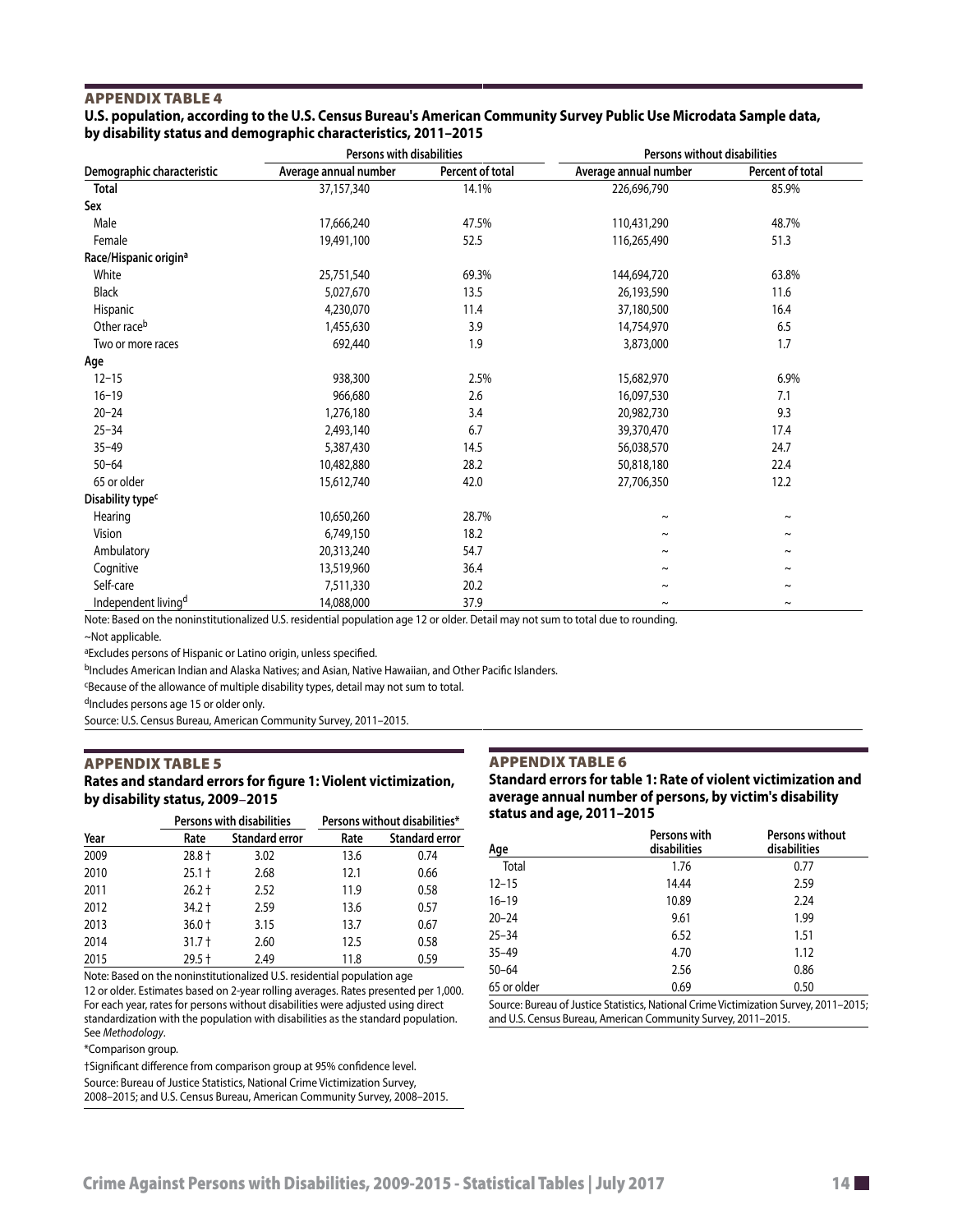## APPENDIX TABLE 4

**U.S. population, according to the U.S. Census Bureau's American Community Survey Public Use Microdata Sample data, by disability status and demographic characteristics, 2011–2015**

| | Persons with disabilities | | Persons without disabilities | |
|---|---|---|---|---|
| Demographic characteristic | Average annual number | Percent of total | Average annual number | Percent of total |
| **Total** | 37,157,340 | 14.1% | 226,696,790 | 85.9% |
| **Sex** | | | | |
| Male | 17,666,240 | 47.5% | 110,431,290 | 48.7% |
| Female | 19,491,100 | 52.5 | 116,265,490 | 51.3 |
| **Race/Hispanic origin[a]** | | | | |
| White | 25,751,540 | 69.3% | 144,694,720 | 63.8% |
| Black | 5,027,670 | 13.5 | 26,193,590 | 11.6 |
| Hispanic | 4,230,070 | 11.4 | 37,180,500 | 16.4 |
| Other race[b] | 1,455,630 | 3.9 | 14,754,970 | 6.5 |
| Two or more races | 692,440 | 1.9 | 3,873,000 | 1.7 |
| **Age** | | | | |
| 12–15 | 938,300 | 2.5% | 15,682,970 | 6.9% |
| 16–19 | 966,680 | 2.6 | 16,097,530 | 7.1 |
| 20–24 | 1,276,180 | 3.4 | 20,982,730 | 9.3 |
| 25–34 | 2,493,140 | 6.7 | 39,370,470 | 17.4 |
| 35–49 | 5,387,430 | 14.5 | 56,038,570 | 24.7 |
| 50–64 | 10,482,880 | 28.2 | 50,818,180 | 22.4 |
| 65 or older | 15,612,740 | 42.0 | 27,706,350 | 12.2 |
| **Disability type[c]** | | | | |
| Hearing | 10,650,260 | 28.7% | ~ | ~ |
| Vision | 6,749,150 | 18.2 | ~ | ~ |
| Ambulatory | 20,313,240 | 54.7 | ~ | ~ |
| Cognitive | 13,519,960 | 36.4 | ~ | ~ |
| Self-care | 7,511,330 | 20.2 | ~ | ~ |
| Independent living[d] | 14,088,000 | 37.9 | ~ | ~ |

Note: Based on the noninstitutionalized U.S. residential population age 12 or older. Detail may not sum to total due to rounding.

~Not applicable.

[a]Excludes persons of Hispanic or Latino origin, unless specified.

[b]Includes American Indian and Alaska Natives; and Asian, Native Hawaiian, and Other Pacific Islanders.

[c]Because of the allowance of multiple disability types, detail may not sum to total.

[d]Includes persons age 15 or older only.

Source: U.S. Census Bureau, American Community Survey, 2011–2015.

## APPENDIX TABLE 5

**Rates and standard errors for figure 1: Violent victimization, by disability status, 2009–2015**

| | Persons with disabilities | | Persons without disabilities* | |
|---|---|---|---|---|
| Year | Rate | Standard error | Rate | Standard error |
| 2009 | 28.8 † | 3.02 | 13.6 | 0.74 |
| 2010 | 25.1 † | 2.68 | 12.1 | 0.66 |
| 2011 | 26.2 † | 2.52 | 11.9 | 0.58 |
| 2012 | 34.2 † | 2.59 | 13.6 | 0.57 |
| 2013 | 36.0 † | 3.15 | 13.7 | 0.67 |
| 2014 | 31.7 † | 2.60 | 12.5 | 0.58 |
| 2015 | 29.5 † | 2.49 | 11.8 | 0.59 |

Note: Based on the noninstitutionalized U.S. residential population age 12 or older. Estimates based on 2-year rolling averages. Rates presented per 1,000. For each year, rates for persons without disabilities were adjusted using direct standardization with the population with disabilities as the standard population. See *Methodology*.

*Comparison group.

†Significant difference from comparison group at 95% confidence level.

Source: Bureau of Justice Statistics, National Crime Victimization Survey, 2008–2015; and U.S. Census Bureau, American Community Survey, 2008–2015.

## APPENDIX TABLE 6

**Standard errors for table 1: Rate of violent victimization and average annual number of persons, by victim's disability status and age, 2011–2015**

| Age | Persons with disabilities | Persons without disabilities |
|---|---|---|
| Total | 1.76 | 0.77 |
| 12–15 | 14.44 | 2.59 |
| 16–19 | 10.89 | 2.24 |
| 20–24 | 9.61 | 1.99 |
| 25–34 | 6.52 | 1.51 |
| 35–49 | 4.70 | 1.12 |
| 50–64 | 2.56 | 0.86 |
| 65 or older | 0.69 | 0.50 |

Source: Bureau of Justice Statistics, National Crime Victimization Survey, 2011–2015; and U.S. Census Bureau, American Community Survey, 2011–2015.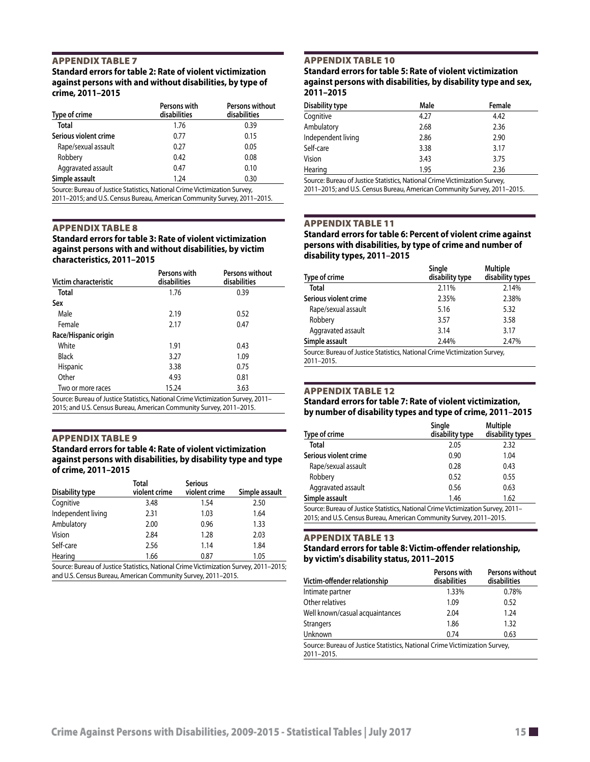## APPENDIX TABLE 7

**Standard errors for table 2: Rate of violent victimization against persons with and without disabilities, by type of crime, 2011–2015**

| Type of crime | Persons with disabilities | Persons without disabilities |
|---|---|---|
| **Total** | 1.76 | 0.39 |
| **Serious violent crime** | 0.77 | 0.15 |
| Rape/sexual assault | 0.27 | 0.05 |
| Robbery | 0.42 | 0.08 |
| Aggravated assault | 0.47 | 0.10 |
| **Simple assault** | 1.24 | 0.30 |

Source: Bureau of Justice Statistics, National Crime Victimization Survey, 2011–2015; and U.S. Census Bureau, American Community Survey, 2011–2015.

## APPENDIX TABLE 8

**Standard errors for table 3: Rate of violent victimization against persons with and without disabilities, by victim characteristics, 2011–2015**

| Victim characteristic | Persons with disabilities | Persons without disabilities |
|---|---|---|
| **Total** | 1.76 | 0.39 |
| **Sex** | | |
| Male | 2.19 | 0.52 |
| Female | 2.17 | 0.47 |
| **Race/Hispanic origin** | | |
| White | 1.91 | 0.43 |
| Black | 3.27 | 1.09 |
| Hispanic | 3.38 | 0.75 |
| Other | 4.93 | 0.81 |
| Two or more races | 15.24 | 3.63 |

Source: Bureau of Justice Statistics, National Crime Victimization Survey, 2011–2015; and U.S. Census Bureau, American Community Survey, 2011–2015.

## APPENDIX TABLE 9

**Standard errors for table 4: Rate of violent victimization against persons with disabilities, by disability type and type of crime, 2011–2015**

| Disability type | Total violent crime | Serious violent crime | Simple assault |
|---|---|---|---|
| Cognitive | 3.48 | 1.54 | 2.50 |
| Independent living | 2.31 | 1.03 | 1.64 |
| Ambulatory | 2.00 | 0.96 | 1.33 |
| Vision | 2.84 | 1.28 | 2.03 |
| Self-care | 2.56 | 1.14 | 1.84 |
| Hearing | 1.66 | 0.87 | 1.05 |

Source: Bureau of Justice Statistics, National Crime Victimization Survey, 2011–2015; and U.S. Census Bureau, American Community Survey, 2011–2015.

## APPENDIX TABLE 10

**Standard errors for table 5: Rate of violent victimization against persons with disabilities, by disability type and sex, 2011–2015**

| Disability type | Male | Female |
|---|---|---|
| Cognitive | 4.27 | 4.42 |
| Ambulatory | 2.68 | 2.36 |
| Independent living | 2.86 | 2.90 |
| Self-care | 3.38 | 3.17 |
| Vision | 3.43 | 3.75 |
| Hearing | 1.95 | 2.36 |

Source: Bureau of Justice Statistics, National Crime Victimization Survey, 2011–2015; and U.S. Census Bureau, American Community Survey, 2011–2015.

## APPENDIX TABLE 11

**Standard errors for table 6: Percent of violent crime against persons with disabilities, by type of crime and number of disability types, 2011–2015**

| Type of crime | Single disability type | Multiple disability types |
|---|---|---|
| **Total** | 2.11% | 2.14% |
| **Serious violent crime** | 2.35% | 2.38% |
| Rape/sexual assault | 5.16 | 5.32 |
| Robbery | 3.57 | 3.58 |
| Aggravated assault | 3.14 | 3.17 |
| **Simple assault** | 2.44% | 2.47% |

Source: Bureau of Justice Statistics, National Crime Victimization Survey, 2011–2015.

## APPENDIX TABLE 12

**Standard errors for table 7: Rate of violent victimization, by number of disability types and type of crime, 2011–2015**

| Type of crime | Single disability type | Multiple disability types |
|---|---|---|
| **Total** | 2.05 | 2.32 |
| **Serious violent crime** | 0.90 | 1.04 |
| Rape/sexual assault | 0.28 | 0.43 |
| Robbery | 0.52 | 0.55 |
| Aggravated assault | 0.56 | 0.63 |
| **Simple assault** | 1.46 | 1.62 |

Source: Bureau of Justice Statistics, National Crime Victimization Survey, 2011–2015; and U.S. Census Bureau, American Community Survey, 2011–2015.

## APPENDIX TABLE 13

**Standard errors for table 8: Victim-offender relationship, by victim's disability status, 2011–2015**

| Victim-offender relationship | Persons with disabilities | Persons without disabilities |
|---|---|---|
| Intimate partner | 1.33% | 0.78% |
| Other relatives | 1.09 | 0.52 |
| Well known/casual acquaintances | 2.04 | 1.24 |
| Strangers | 1.86 | 1.32 |
| Unknown | 0.74 | 0.63 |

Source: Bureau of Justice Statistics, National Crime Victimization Survey, 2011–2015.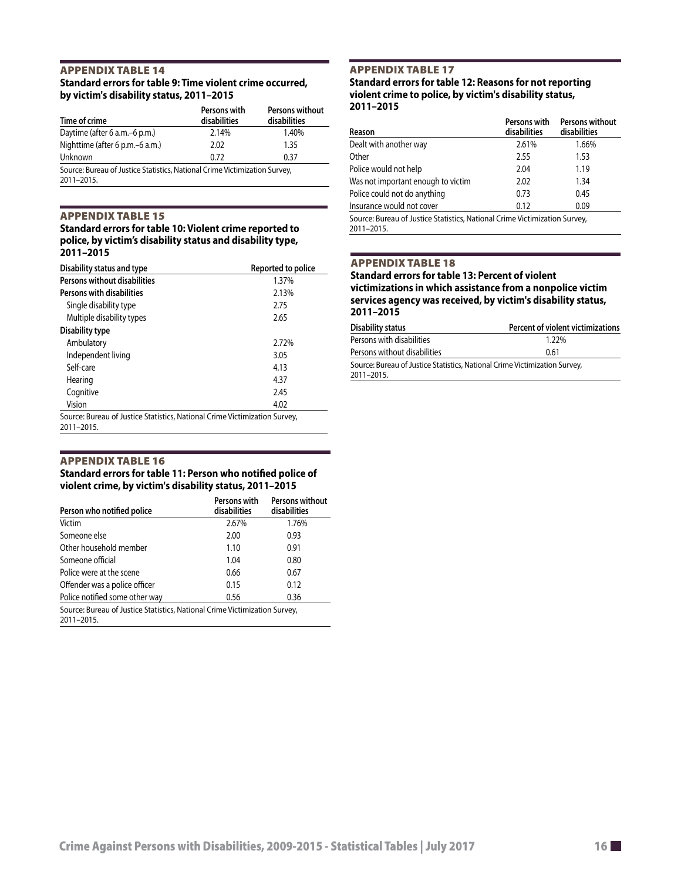### APPENDIX TABLE 14

**Standard errors for table 9: Time violent crime occurred, by victim's disability status, 2011–2015**

| Time of crime | Persons with disabilities | Persons without disabilities |
|---|---|---|
| Daytime (after 6 a.m.–6 p.m.) | 2.14% | 1.40% |
| Nighttime (after 6 p.m.–6 a.m.) | 2.02 | 1.35 |
| Unknown | 0.72 | 0.37 |

Source: Bureau of Justice Statistics, National Crime Victimization Survey, 2011–2015.

### APPENDIX TABLE 15

**Standard errors for table 10: Violent crime reported to police, by victim's disability status and disability type, 2011–2015**

| Disability status and type | Reported to police |
|---|---|
| **Persons without disabilities** | 1.37% |
| **Persons with disabilities** | 2.13% |
| Single disability type | 2.75 |
| Multiple disability types | 2.65 |
| **Disability type** | |
| Ambulatory | 2.72% |
| Independent living | 3.05 |
| Self-care | 4.13 |
| Hearing | 4.37 |
| Cognitive | 2.45 |
| Vision | 4.02 |

Source: Bureau of Justice Statistics, National Crime Victimization Survey, 2011–2015.

### APPENDIX TABLE 16

**Standard errors for table 11: Person who notified police of violent crime, by victim's disability status, 2011–2015**

| Person who notified police | Persons with disabilities | Persons without disabilities |
|---|---|---|
| Victim | 2.67% | 1.76% |
| Someone else | 2.00 | 0.93 |
| Other household member | 1.10 | 0.91 |
| Someone official | 1.04 | 0.80 |
| Police were at the scene | 0.66 | 0.67 |
| Offender was a police officer | 0.15 | 0.12 |
| Police notified some other way | 0.56 | 0.36 |

Source: Bureau of Justice Statistics, National Crime Victimization Survey, 2011–2015.

### APPENDIX TABLE 17

**Standard errors for table 12: Reasons for not reporting violent crime to police, by victim's disability status, 2011–2015**

| Reason | Persons with disabilities | Persons without disabilities |
|---|---|---|
| Dealt with another way | 2.61% | 1.66% |
| Other | 2.55 | 1.53 |
| Police would not help | 2.04 | 1.19 |
| Was not important enough to victim | 2.02 | 1.34 |
| Police could not do anything | 0.73 | 0.45 |
| Insurance would not cover | 0.12 | 0.09 |

Source: Bureau of Justice Statistics, National Crime Victimization Survey, 2011–2015.

### APPENDIX TABLE 18

**Standard errors for table 13: Percent of violent victimizations in which assistance from a nonpolice victim services agency was received, by victim's disability status, 2011–2015**

| Disability status | Percent of violent victimizations |
|---|---|
| Persons with disabilities | 1.22% |
| Persons without disabilities | 0.61 |

Source: Bureau of Justice Statistics, National Crime Victimization Survey, 2011–2015.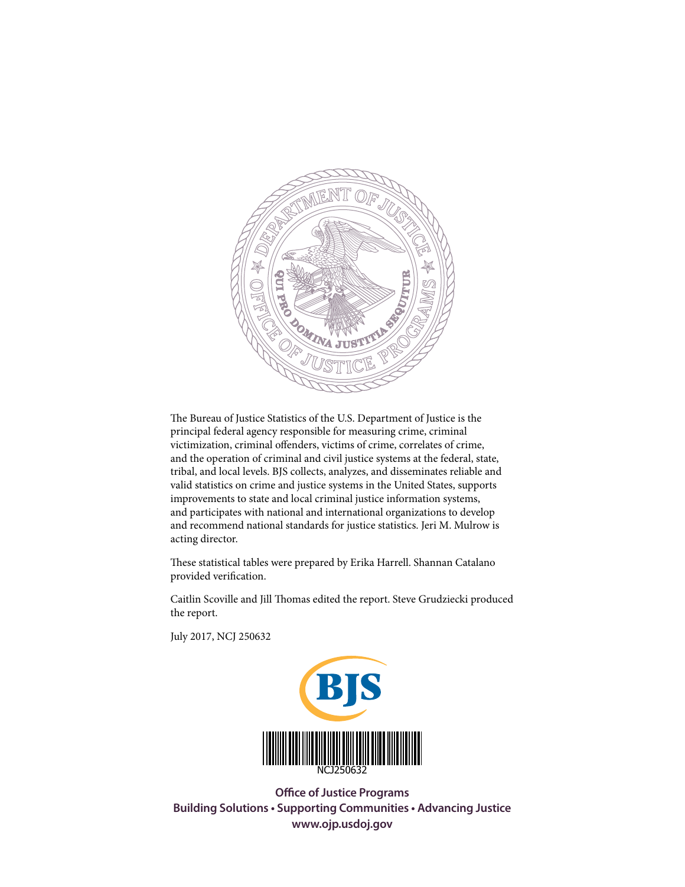The Bureau of Justice Statistics of the U.S. Department of Justice is the principal federal agency responsible for measuring crime, criminal victimization, criminal offenders, victims of crime, correlates of crime, and the operation of criminal and civil justice systems at the federal, state, tribal, and local levels. BJS collects, analyzes, and disseminates reliable and valid statistics on crime and justice systems in the United States, supports improvements to state and local criminal justice information systems, and participates with national and international organizations to develop and recommend national standards for justice statistics. Jeri M. Mulrow is acting director.

These statistical tables were prepared by Erika Harrell. Shannan Catalano provided verification.

Caitlin Scoville and Jill Thomas edited the report. Steve Grudziecki produced the report.

July 2017, NCJ 250632

NCJ250632

**Office of Justice Programs**
**Building Solutions • Supporting Communities • Advancing Justice**
**www.ojp.usdoj.gov**